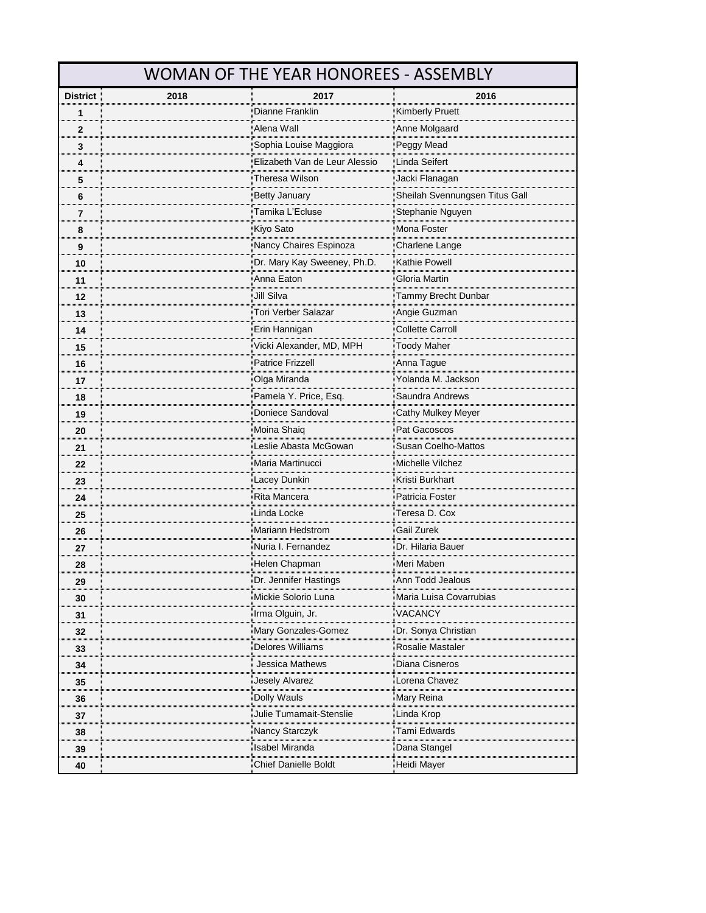| WOMAN OF THE YEAR HONOREES - ASSEMBLY | | | |
|---|---|---|---|
| **District** | **2018** | **2017** | **2016** |
| 1 | | Dianne Franklin | Kimberly Pruett |
| 2 | | Alena Wall | Anne Molgaard |
| 3 | | Sophia Louise Maggiora | Peggy Mead |
| 4 | | Elizabeth Van de Leur Alessio | Linda Seifert |
| 5 | | Theresa Wilson | Jacki Flanagan |
| 6 | | Betty January | Sheilah Svennungsen Titus Gall |
| 7 | | Tamika L'Ecluse | Stephanie Nguyen |
| 8 | | Kiyo Sato | Mona Foster |
| 9 | | Nancy Chaires Espinoza | Charlene Lange |
| 10 | | Dr. Mary Kay Sweeney, Ph.D. | Kathie Powell |
| 11 | | Anna Eaton | Gloria Martin |
| 12 | | Jill Silva | Tammy Brecht Dunbar |
| 13 | | Tori Verber Salazar | Angie Guzman |
| 14 | | Erin Hannigan | Collette Carroll |
| 15 | | Vicki Alexander, MD, MPH | Toody Maher |
| 16 | | Patrice Frizzell | Anna Tague |
| 17 | | Olga Miranda | Yolanda M. Jackson |
| 18 | | Pamela Y. Price, Esq. | Saundra Andrews |
| 19 | | Doniece Sandoval | Cathy Mulkey Meyer |
| 20 | | Moina Shaiq | Pat Gacoscos |
| 21 | | Leslie Abasta McGowan | Susan Coelho-Mattos |
| 22 | | Maria Martinucci | Michelle Vilchez |
| 23 | | Lacey Dunkin | Kristi Burkhart |
| 24 | | Rita Mancera | Patricia Foster |
| 25 | | Linda Locke | Teresa D. Cox |
| 26 | | Mariann Hedstrom | Gail Zurek |
| 27 | | Nuria I. Fernandez | Dr. Hilaria Bauer |
| 28 | | Helen Chapman | Meri Maben |
| 29 | | Dr. Jennifer Hastings | Ann Todd Jealous |
| 30 | | Mickie Solorio Luna | Maria Luisa Covarrubias |
| 31 | | Irma Olguin, Jr. | VACANCY |
| 32 | | Mary Gonzales-Gomez | Dr. Sonya Christian |
| 33 | | Delores Williams | Rosalie Mastaler |
| 34 | | Jessica Mathews | Diana Cisneros |
| 35 | | Jesely Alvarez | Lorena Chavez |
| 36 | | Dolly Wauls | Mary Reina |
| 37 | | Julie Tumamait-Stenslie | Linda Krop |
| 38 | | Nancy Starczyk | Tami Edwards |
| 39 | | Isabel Miranda | Dana Stangel |
| 40 | | Chief Danielle Boldt | Heidi Mayer |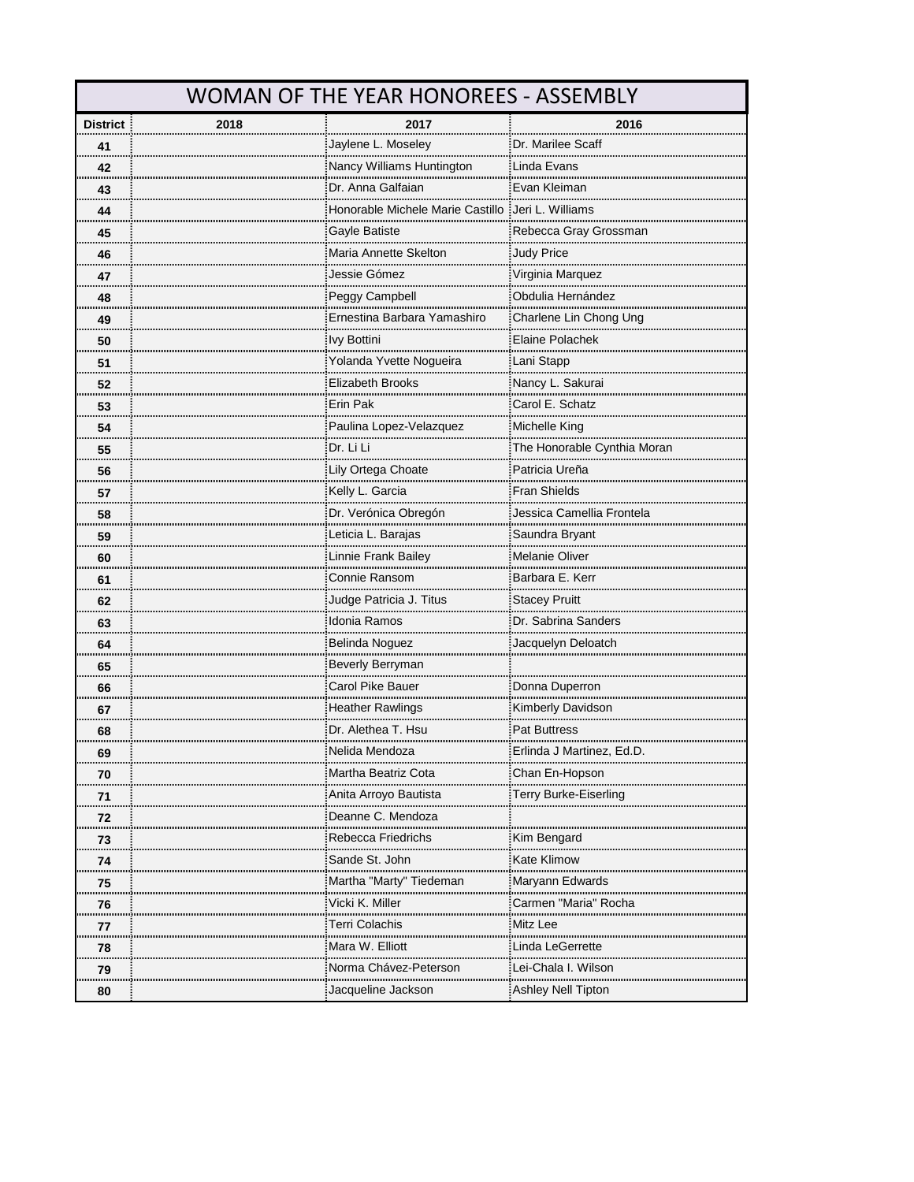# WOMAN OF THE YEAR HONOREES - ASSEMBLY

| District | 2018 | 2017 | 2016 |
|---|---|---|---|
| 41 | | Jaylene L. Moseley | Dr. Marilee Scaff |
| 42 | | Nancy Williams Huntington | Linda Evans |
| 43 | | Dr. Anna Galfaian | Evan Kleiman |
| 44 | | Honorable Michele Marie Castillo | Jeri L. Williams |
| 45 | | Gayle Batiste | Rebecca Gray Grossman |
| 46 | | Maria Annette Skelton | Judy Price |
| 47 | | Jessie Gómez | Virginia Marquez |
| 48 | | Peggy Campbell | Obdulia Hernández |
| 49 | | Ernestina Barbara Yamashiro | Charlene Lin Chong Ung |
| 50 | | Ivy Bottini | Elaine Polachek |
| 51 | | Yolanda Yvette Nogueira | Lani Stapp |
| 52 | | Elizabeth Brooks | Nancy L. Sakurai |
| 53 | | Erin Pak | Carol E. Schatz |
| 54 | | Paulina Lopez-Velazquez | Michelle King |
| 55 | | Dr. Li Li | The Honorable Cynthia Moran |
| 56 | | Lily Ortega Choate | Patricia Ureña |
| 57 | | Kelly L. Garcia | Fran Shields |
| 58 | | Dr. Verónica Obregón | Jessica Camellia Frontela |
| 59 | | Leticia L. Barajas | Saundra Bryant |
| 60 | | Linnie Frank Bailey | Melanie Oliver |
| 61 | | Connie Ransom | Barbara E. Kerr |
| 62 | | Judge Patricia J. Titus | Stacey Pruitt |
| 63 | | Idonia Ramos | Dr. Sabrina Sanders |
| 64 | | Belinda Noguez | Jacquelyn Deloatch |
| 65 | | Beverly Berryman | |
| 66 | | Carol Pike Bauer | Donna Duperron |
| 67 | | Heather Rawlings | Kimberly Davidson |
| 68 | | Dr. Alethea T. Hsu | Pat Buttress |
| 69 | | Nelida Mendoza | Erlinda J Martinez, Ed.D. |
| 70 | | Martha Beatriz Cota | Chan En-Hopson |
| 71 | | Anita Arroyo Bautista | Terry Burke-Eiserling |
| 72 | | Deanne C. Mendoza | |
| 73 | | Rebecca Friedrichs | Kim Bengard |
| 74 | | Sande St. John | Kate Klimow |
| 75 | | Martha "Marty" Tiedeman | Maryann Edwards |
| 76 | | Vicki K. Miller | Carmen "Maria" Rocha |
| 77 | | Terri Colachis | Mitz Lee |
| 78 | | Mara W. Elliott | Linda LeGerrette |
| 79 | | Norma Chávez-Peterson | Lei-Chala I. Wilson |
| 80 | | Jacqueline Jackson | Ashley Nell Tipton |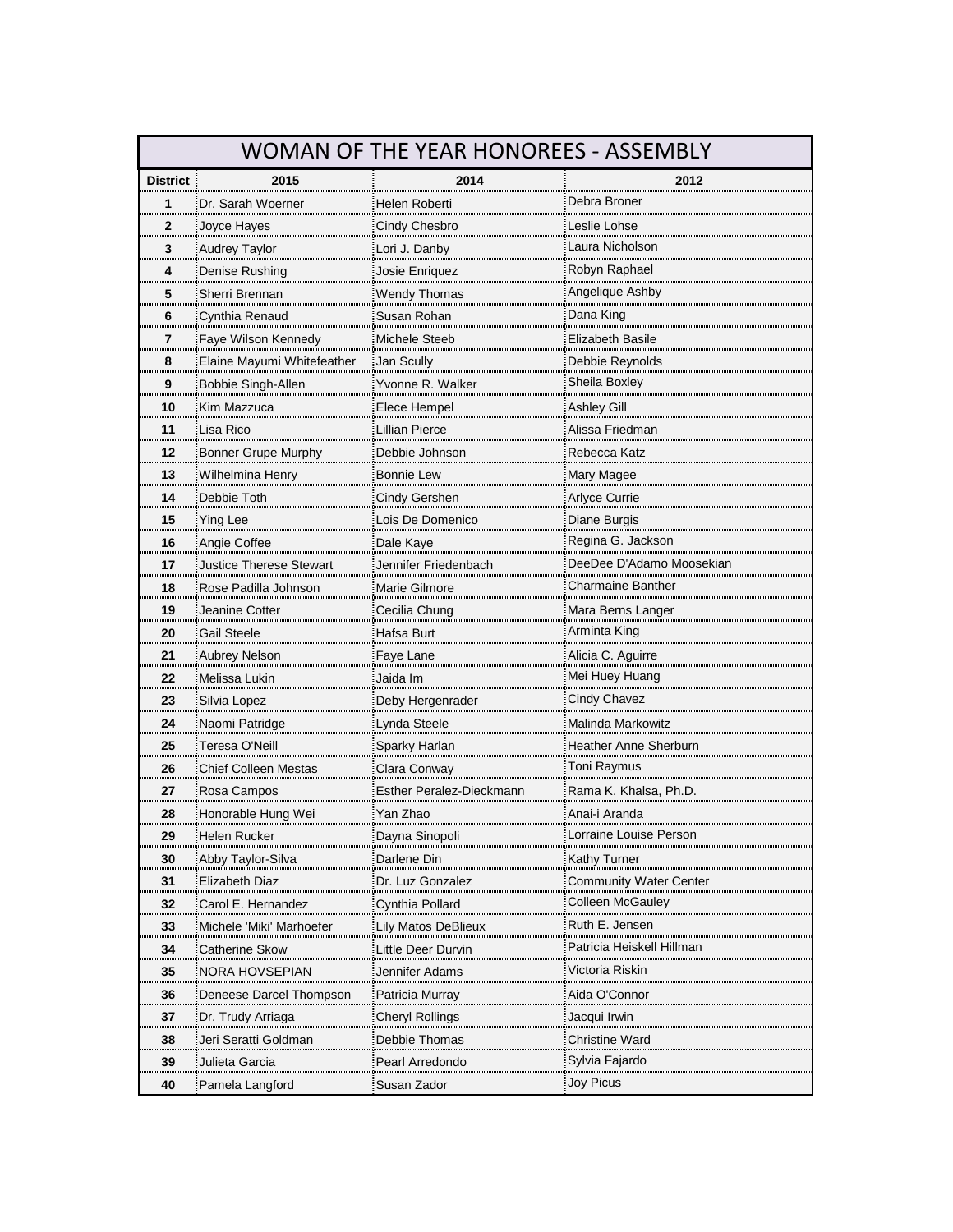# WOMAN OF THE YEAR HONOREES - ASSEMBLY

| District | 2015 | 2014 | 2012 |
|---|---|---|---|
| 1 | Dr. Sarah Woerner | Helen Roberti | Debra Broner |
| 2 | Joyce Hayes | Cindy Chesbro | Leslie Lohse |
| 3 | Audrey Taylor | Lori J. Danby | Laura Nicholson |
| 4 | Denise Rushing | Josie Enriquez | Robyn Raphael |
| 5 | Sherri Brennan | Wendy Thomas | Angelique Ashby |
| 6 | Cynthia Renaud | Susan Rohan | Dana King |
| 7 | Faye Wilson Kennedy | Michele Steeb | Elizabeth Basile |
| 8 | Elaine Mayumi Whitefeather | Jan Scully | Debbie Reynolds |
| 9 | Bobbie Singh-Allen | Yvonne R. Walker | Sheila Boxley |
| 10 | Kim Mazzuca | Elece Hempel | Ashley Gill |
| 11 | Lisa Rico | Lillian Pierce | Alissa Friedman |
| 12 | Bonner Grupe Murphy | Debbie Johnson | Rebecca Katz |
| 13 | Wilhelmina Henry | Bonnie Lew | Mary Magee |
| 14 | Debbie Toth | Cindy Gershen | Arlyce Currie |
| 15 | Ying Lee | Lois De Domenico | Diane Burgis |
| 16 | Angie Coffee | Dale Kaye | Regina G. Jackson |
| 17 | Justice Therese Stewart | Jennifer Friedenbach | DeeDee D'Adamo Moosekian |
| 18 | Rose Padilla Johnson | Marie Gilmore | Charmaine Banther |
| 19 | Jeanine Cotter | Cecilia Chung | Mara Berns Langer |
| 20 | Gail Steele | Hafsa Burt | Arminta King |
| 21 | Aubrey Nelson | Faye Lane | Alicia C. Aguirre |
| 22 | Melissa Lukin | Jaida Im | Mei Huey Huang |
| 23 | Silvia Lopez | Deby Hergenrader | Cindy Chavez |
| 24 | Naomi Patridge | Lynda Steele | Malinda Markowitz |
| 25 | Teresa O'Neill | Sparky Harlan | Heather Anne Sherburn |
| 26 | Chief Colleen Mestas | Clara Conway | Toni Raymus |
| 27 | Rosa Campos | Esther Peralez-Dieckmann | Rama K. Khalsa, Ph.D. |
| 28 | Honorable Hung Wei | Yan Zhao | Anai-i Aranda |
| 29 | Helen Rucker | Dayna Sinopoli | Lorraine Louise Person |
| 30 | Abby Taylor-Silva | Darlene Din | Kathy Turner |
| 31 | Elizabeth Diaz | Dr. Luz Gonzalez | Community Water Center |
| 32 | Carol E. Hernandez | Cynthia Pollard | Colleen McGauley |
| 33 | Michele 'Miki' Marhoefer | Lily Matos DeBlieux | Ruth E. Jensen |
| 34 | Catherine Skow | Little Deer Durvin | Patricia Heiskell Hillman |
| 35 | NORA HOVSEPIAN | Jennifer Adams | Victoria Riskin |
| 36 | Deneese Darcel Thompson | Patricia Murray | Aida O'Connor |
| 37 | Dr. Trudy Arriaga | Cheryl Rollings | Jacqui Irwin |
| 38 | Jeri Seratti Goldman | Debbie Thomas | Christine Ward |
| 39 | Julieta Garcia | Pearl Arredondo | Sylvia Fajardo |
| 40 | Pamela Langford | Susan Zador | Joy Picus |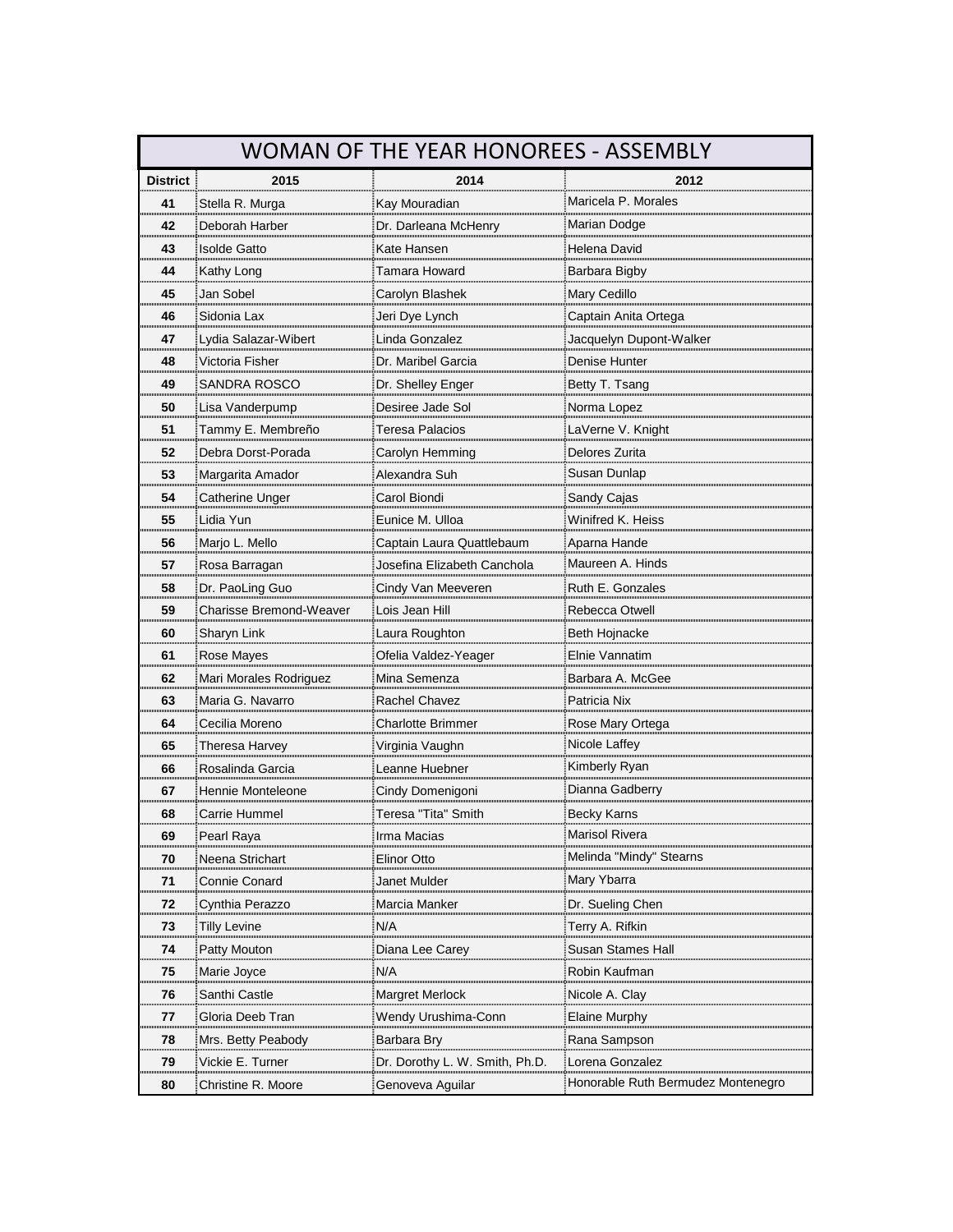| WOMAN OF THE YEAR HONOREES - ASSEMBLY | | | |
|---|---|---|---|
| **District** | **2015** | **2014** | **2012** |
| **41** | Stella R. Murga | Kay Mouradian | Maricela P. Morales |
| **42** | Deborah Harber | Dr. Darleana McHenry | Marian Dodge |
| **43** | Isolde Gatto | Kate Hansen | Helena David |
| **44** | Kathy Long | Tamara Howard | Barbara Bigby |
| **45** | Jan Sobel | Carolyn Blashek | Mary Cedillo |
| **46** | Sidonia Lax | Jeri Dye Lynch | Captain Anita Ortega |
| **47** | Lydia Salazar-Wibert | Linda Gonzalez | Jacquelyn Dupont-Walker |
| **48** | Victoria Fisher | Dr. Maribel Garcia | Denise Hunter |
| **49** | SANDRA ROSCO | Dr. Shelley Enger | Betty T. Tsang |
| **50** | Lisa Vanderpump | Desiree Jade Sol | Norma Lopez |
| **51** | Tammy E. Membreño | Teresa Palacios | LaVerne V. Knight |
| **52** | Debra Dorst-Porada | Carolyn Hemming | Delores Zurita |
| **53** | Margarita Amador | Alexandra Suh | Susan Dunlap |
| **54** | Catherine Unger | Carol Biondi | Sandy Cajas |
| **55** | Lidia Yun | Eunice M. Ulloa | Winifred K. Heiss |
| **56** | Marjo L. Mello | Captain Laura Quattlebaum | Aparna Hande |
| **57** | Rosa Barragan | Josefina Elizabeth Canchola | Maureen A. Hinds |
| **58** | Dr. PaoLing Guo | Cindy Van Meeveren | Ruth E. Gonzales |
| **59** | Charisse Bremond-Weaver | Lois Jean Hill | Rebecca Otwell |
| **60** | Sharyn Link | Laura Roughton | Beth Hojnacke |
| **61** | Rose Mayes | Ofelia Valdez-Yeager | Elnie Vannatim |
| **62** | Mari Morales Rodriguez | Mina Semenza | Barbara A. McGee |
| **63** | Maria G. Navarro | Rachel Chavez | Patricia Nix |
| **64** | Cecilia Moreno | Charlotte Brimmer | Rose Mary Ortega |
| **65** | Theresa Harvey | Virginia Vaughn | Nicole Laffey |
| **66** | Rosalinda Garcia | Leanne Huebner | Kimberly Ryan |
| **67** | Hennie Monteleone | Cindy Domenigoni | Dianna Gadberry |
| **68** | Carrie Hummel | Teresa "Tita" Smith | Becky Karns |
| **69** | Pearl Raya | Irma Macias | Marisol Rivera |
| **70** | Neena Strichart | Elinor Otto | Melinda "Mindy" Stearns |
| **71** | Connie Conard | Janet Mulder | Mary Ybarra |
| **72** | Cynthia Perazzo | Marcia Manker | Dr. Sueling Chen |
| **73** | Tilly Levine | N/A | Terry A. Rifkin |
| **74** | Patty Mouton | Diana Lee Carey | Susan Stames Hall |
| **75** | Marie Joyce | N/A | Robin Kaufman |
| **76** | Santhi Castle | Margret Merlock | Nicole A. Clay |
| **77** | Gloria Deeb Tran | Wendy Urushima-Conn | Elaine Murphy |
| **78** | Mrs. Betty Peabody | Barbara Bry | Rana Sampson |
| **79** | Vickie E. Turner | Dr. Dorothy L. W. Smith, Ph.D. | Lorena Gonzalez |
| **80** | Christine R. Moore | Genoveva Aguilar | Honorable Ruth Bermudez Montenegro |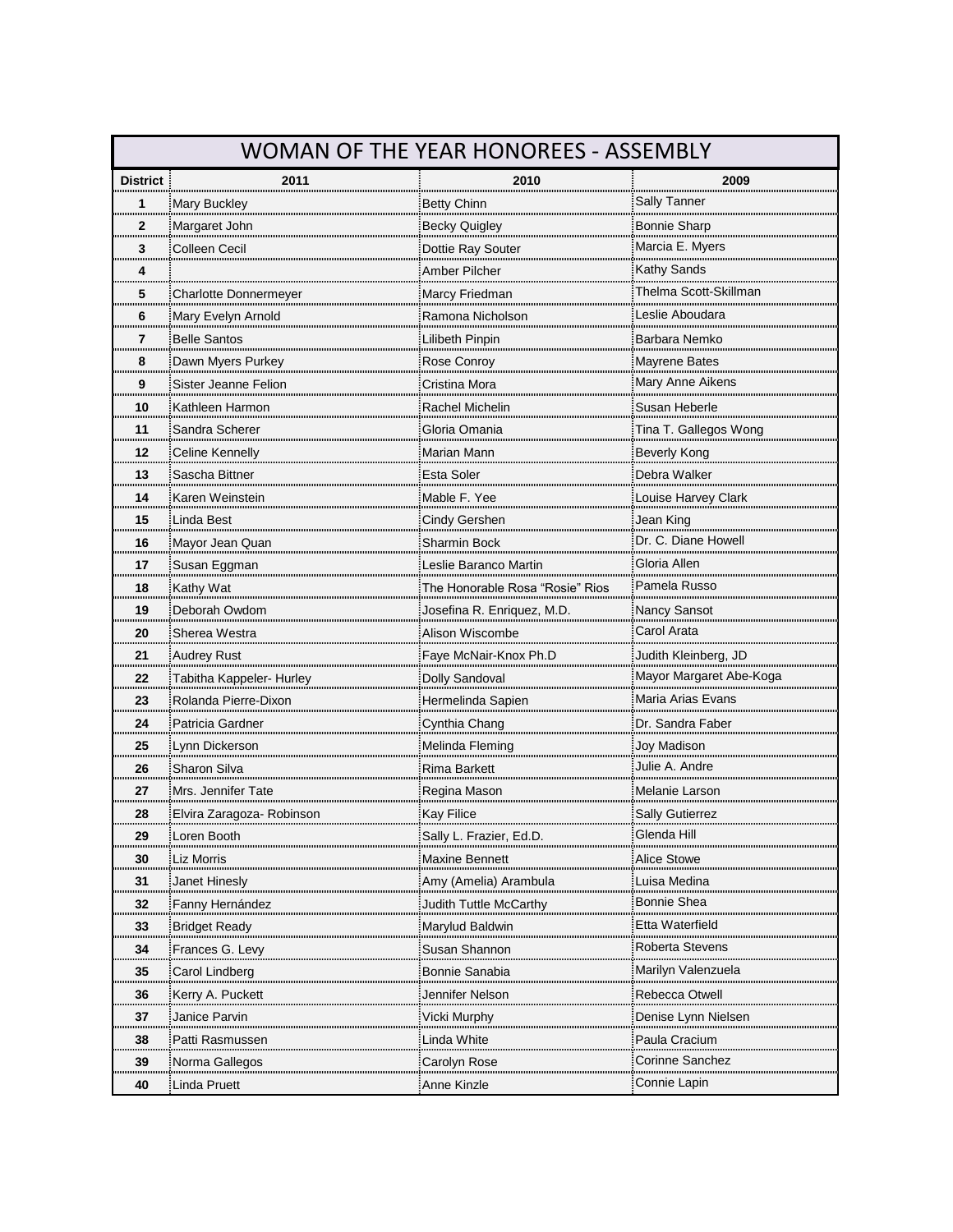| WOMAN OF THE YEAR HONOREES - ASSEMBLY | | | |
|---|---|---|---|
| **District** | **2011** | **2010** | **2009** |
| **1** | Mary Buckley | Betty Chinn | Sally Tanner |
| **2** | Margaret John | Becky Quigley | Bonnie Sharp |
| **3** | Colleen Cecil | Dottie Ray Souter | Marcia E. Myers |
| **4** | | Amber Pilcher | Kathy Sands |
| **5** | Charlotte Donnermeyer | Marcy Friedman | Thelma Scott-Skillman |
| **6** | Mary Evelyn Arnold | Ramona Nicholson | Leslie Aboudara |
| **7** | Belle Santos | Lilibeth Pinpin | Barbara Nemko |
| **8** | Dawn Myers Purkey | Rose Conroy | Mayrene Bates |
| **9** | Sister Jeanne Felion | Cristina Mora | Mary Anne Aikens |
| **10** | Kathleen Harmon | Rachel Michelin | Susan Heberle |
| **11** | Sandra Scherer | Gloria Omania | Tina T. Gallegos Wong |
| **12** | Celine Kennelly | Marian Mann | Beverly Kong |
| **13** | Sascha Bittner | Esta Soler | Debra Walker |
| **14** | Karen Weinstein | Mable F. Yee | Louise Harvey Clark |
| **15** | Linda Best | Cindy Gershen | Jean King |
| **16** | Mayor Jean Quan | Sharmin Bock | Dr. C. Diane Howell |
| **17** | Susan Eggman | Leslie Baranco Martin | Gloria Allen |
| **18** | Kathy Wat | The Honorable Rosa “Rosie” Rios | Pamela Russo |
| **19** | Deborah Owdom | Josefina R. Enriquez, M.D. | Nancy Sansot |
| **20** | Sherea Westra | Alison Wiscombe | Carol Arata |
| **21** | Audrey Rust | Faye McNair-Knox Ph.D | Judith Kleinberg, JD |
| **22** | Tabitha Kappeler- Hurley | Dolly Sandoval | Mayor Margaret Abe-Koga |
| **23** | Rolanda Pierre-Dixon | Hermelinda Sapien | Maria Arias Evans |
| **24** | Patricia Gardner | Cynthia Chang | Dr. Sandra Faber |
| **25** | Lynn Dickerson | Melinda Fleming | Joy Madison |
| **26** | Sharon Silva | Rima Barkett | Julie A. Andre |
| **27** | Mrs. Jennifer Tate | Regina Mason | Melanie Larson |
| **28** | Elvira Zaragoza- Robinson | Kay Filice | Sally Gutierrez |
| **29** | Loren Booth | Sally L. Frazier, Ed.D. | Glenda Hill |
| **30** | Liz Morris | Maxine Bennett | Alice Stowe |
| **31** | Janet Hinesly | Amy (Amelia) Arambula | Luisa Medina |
| **32** | Fanny Hernández | Judith Tuttle McCarthy | Bonnie Shea |
| **33** | Bridget Ready | Marylud Baldwin | Etta Waterfield |
| **34** | Frances G. Levy | Susan Shannon | Roberta Stevens |
| **35** | Carol Lindberg | Bonnie Sanabia | Marilyn Valenzuela |
| **36** | Kerry A. Puckett | Jennifer Nelson | Rebecca Otwell |
| **37** | Janice Parvin | Vicki Murphy | Denise Lynn Nielsen |
| **38** | Patti Rasmussen | Linda White | Paula Cracium |
| **39** | Norma Gallegos | Carolyn Rose | Corinne Sanchez |
| **40** | Linda Pruett | Anne Kinzle | Connie Lapin |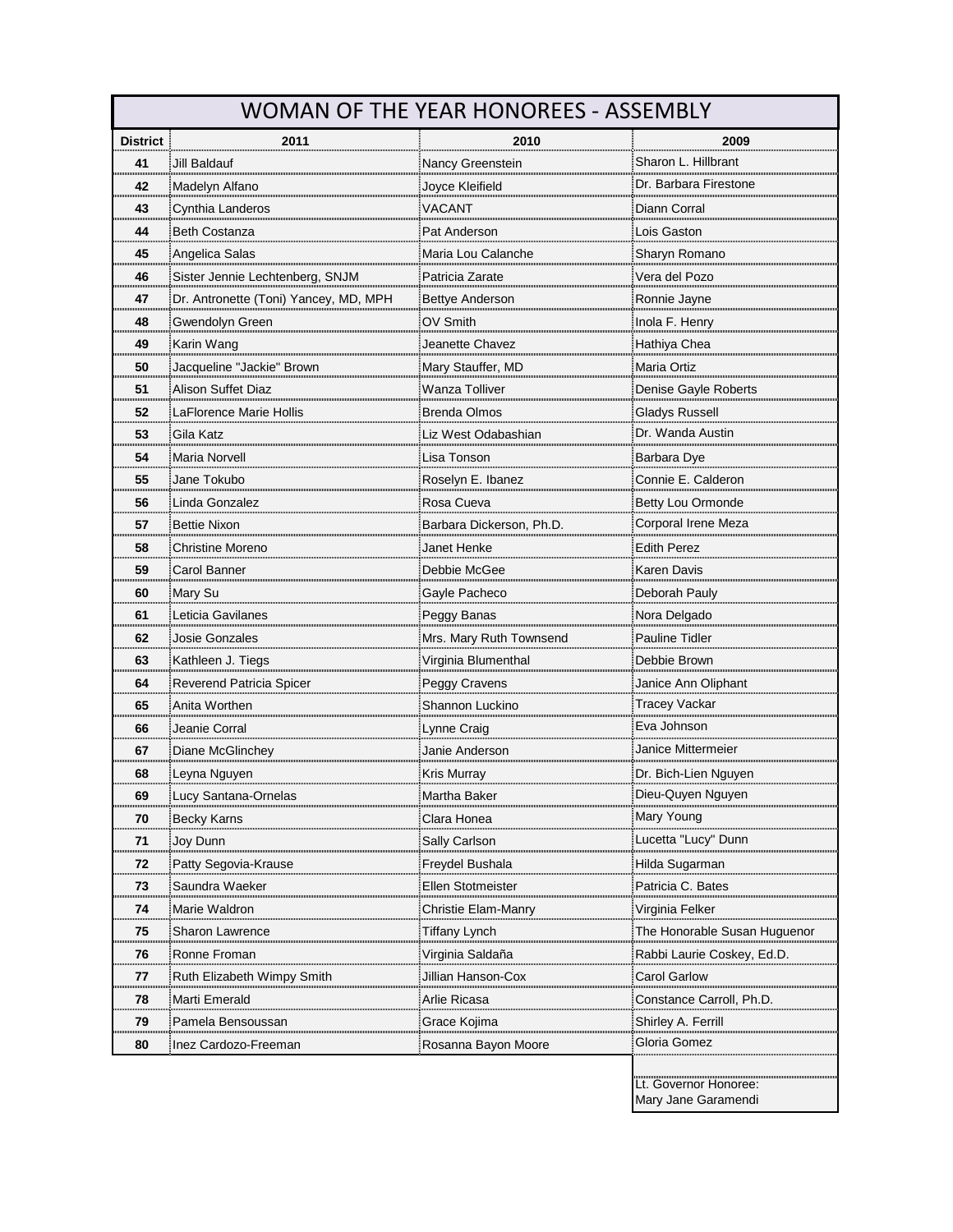| WOMAN OF THE YEAR HONOREES - ASSEMBLY | | | |
|---|---|---|---|
| **District** | **2011** | **2010** | **2009** |
| **41** | Jill Baldauf | Nancy Greenstein | Sharon L. Hillbrant |
| **42** | Madelyn Alfano | Joyce Kleifield | Dr. Barbara Firestone |
| **43** | Cynthia Landeros | VACANT | Diann Corral |
| **44** | Beth Costanza | Pat Anderson | Lois Gaston |
| **45** | Angelica Salas | Maria Lou Calanche | Sharyn Romano |
| **46** | Sister Jennie Lechtenberg, SNJM | Patricia Zarate | Vera del Pozo |
| **47** | Dr. Antronette (Toni) Yancey, MD, MPH | Bettye Anderson | Ronnie Jayne |
| **48** | Gwendolyn Green | OV Smith | Inola F. Henry |
| **49** | Karin Wang | Jeanette Chavez | Hathiya Chea |
| **50** | Jacqueline "Jackie" Brown | Mary Stauffer, MD | Maria Ortiz |
| **51** | Alison Suffet Diaz | Wanza Tolliver | Denise Gayle Roberts |
| **52** | LaFlorence Marie Hollis | Brenda Olmos | Gladys Russell |
| **53** | Gila Katz | Liz West Odabashian | Dr. Wanda Austin |
| **54** | Maria Norvell | Lisa Tonson | Barbara Dye |
| **55** | Jane Tokubo | Roselyn E. Ibanez | Connie E. Calderon |
| **56** | Linda Gonzalez | Rosa Cueva | Betty Lou Ormonde |
| **57** | Bettie Nixon | Barbara Dickerson, Ph.D. | Corporal Irene Meza |
| **58** | Christine Moreno | Janet Henke | Edith Perez |
| **59** | Carol Banner | Debbie McGee | Karen Davis |
| **60** | Mary Su | Gayle Pacheco | Deborah Pauly |
| **61** | Leticia Gavilanes | Peggy Banas | Nora Delgado |
| **62** | Josie Gonzales | Mrs. Mary Ruth Townsend | Pauline Tidler |
| **63** | Kathleen J. Tiegs | Virginia Blumenthal | Debbie Brown |
| **64** | Reverend Patricia Spicer | Peggy Cravens | Janice Ann Oliphant |
| **65** | Anita Worthen | Shannon Luckino | Tracey Vackar |
| **66** | Jeanie Corral | Lynne Craig | Eva Johnson |
| **67** | Diane McGlinchey | Janie Anderson | Janice Mittermeier |
| **68** | Leyna Nguyen | Kris Murray | Dr. Bich-Lien Nguyen |
| **69** | Lucy Santana-Ornelas | Martha Baker | Dieu-Quyen Nguyen |
| **70** | Becky Karns | Clara Honea | Mary Young |
| **71** | Joy Dunn | Sally Carlson | Lucetta "Lucy" Dunn |
| **72** | Patty Segovia-Krause | Freydel Bushala | Hilda Sugarman |
| **73** | Saundra Waeker | Ellen Stotmeister | Patricia C. Bates |
| **74** | Marie Waldron | Christie Elam-Manry | Virginia Felker |
| **75** | Sharon Lawrence | Tiffany Lynch | The Honorable Susan Huguenor |
| **76** | Ronne Froman | Virginia Saldaña | Rabbi Laurie Coskey, Ed.D. |
| **77** | Ruth Elizabeth Wimpy Smith | Jillian Hanson-Cox | Carol Garlow |
| **78** | Marti Emerald | Arlie Ricasa | Constance Carroll, Ph.D. |
| **79** | Pamela Bensoussan | Grace Kojima | Shirley A. Ferrill |
| **80** | Inez Cardozo-Freeman | Rosanna Bayon Moore | Gloria Gomez |
| | | | |
| | | | Lt. Governor Honoree: Mary Jane Garamendi |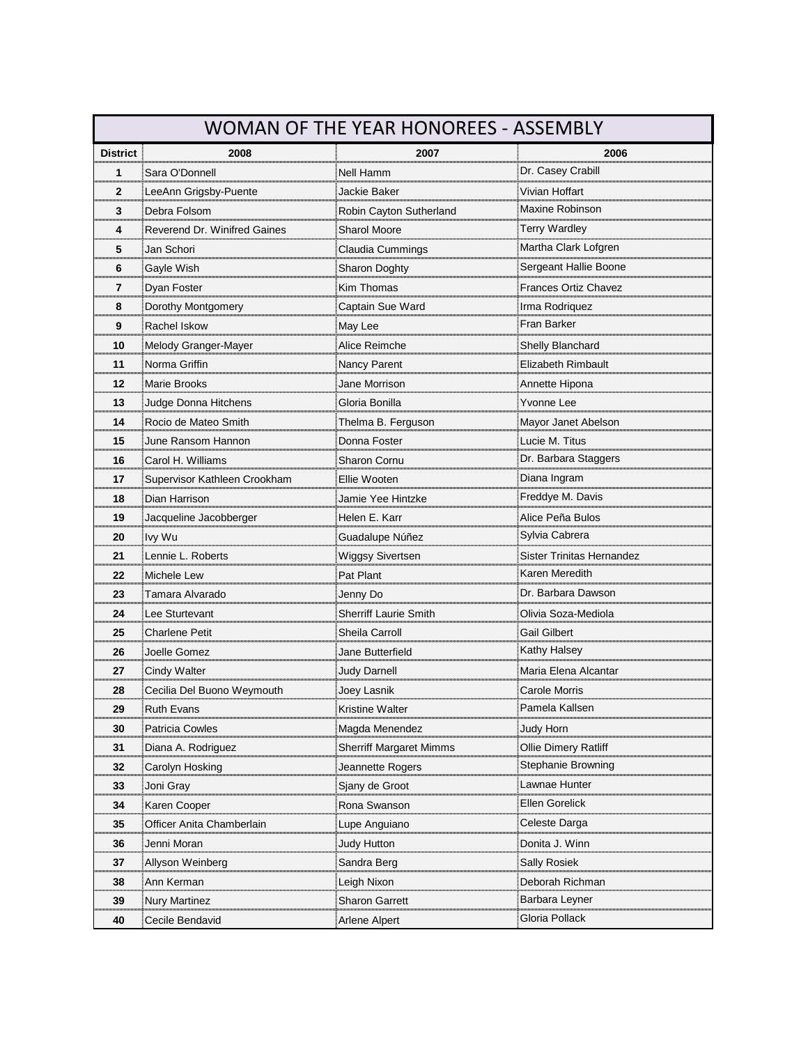# WOMAN OF THE YEAR HONOREES - ASSEMBLY

| District | 2008 | 2007 | 2006 |
|---|---|---|---|
| 1 | Sara O'Donnell | Nell Hamm | Dr. Casey Crabill |
| 2 | LeeAnn Grigsby-Puente | Jackie Baker | Vivian Hoffart |
| 3 | Debra Folsom | Robin Cayton Sutherland | Maxine Robinson |
| 4 | Reverend Dr. Winifred Gaines | Sharol Moore | Terry Wardley |
| 5 | Jan Schori | Claudia Cummings | Martha Clark Lofgren |
| 6 | Gayle Wish | Sharon Doghty | Sergeant Hallie Boone |
| 7 | Dyan Foster | Kim Thomas | Frances Ortiz Chavez |
| 8 | Dorothy Montgomery | Captain Sue Ward | Irma Rodriquez |
| 9 | Rachel Iskow | May Lee | Fran Barker |
| 10 | Melody Granger-Mayer | Alice Reimche | Shelly Blanchard |
| 11 | Norma Griffin | Nancy Parent | Elizabeth Rimbault |
| 12 | Marie Brooks | Jane Morrison | Annette Hipona |
| 13 | Judge Donna Hitchens | Gloria Bonilla | Yvonne Lee |
| 14 | Rocio de Mateo Smith | Thelma B. Ferguson | Mayor Janet Abelson |
| 15 | June Ransom Hannon | Donna Foster | Lucie M. Titus |
| 16 | Carol H. Williams | Sharon Cornu | Dr. Barbara Staggers |
| 17 | Supervisor Kathleen Crookham | Ellie Wooten | Diana Ingram |
| 18 | Dian Harrison | Jamie Yee Hintzke | Freddye M. Davis |
| 19 | Jacqueline Jacobberger | Helen E. Karr | Alice Peña Bulos |
| 20 | Ivy Wu | Guadalupe Núñez | Sylvia Cabrera |
| 21 | Lennie L. Roberts | Wiggsy Sivertsen | Sister Trinitas Hernandez |
| 22 | Michele Lew | Pat Plant | Karen Meredith |
| 23 | Tamara Alvarado | Jenny Do | Dr. Barbara Dawson |
| 24 | Lee Sturtevant | Sherriff Laurie Smith | Olivia Soza-Mediola |
| 25 | Charlene Petit | Sheila Carroll | Gail Gilbert |
| 26 | Joelle Gomez | Jane Butterfield | Kathy Halsey |
| 27 | Cindy Walter | Judy Darnell | Maria Elena Alcantar |
| 28 | Cecilia Del Buono Weymouth | Joey Lasnik | Carole Morris |
| 29 | Ruth Evans | Kristine Walter | Pamela Kallsen |
| 30 | Patricia Cowles | Magda Menendez | Judy Horn |
| 31 | Diana A. Rodriguez | Sherriff Margaret Mimms | Ollie Dimery Ratliff |
| 32 | Carolyn Hosking | Jeannette Rogers | Stephanie Browning |
| 33 | Joni Gray | Sjany de Groot | Lawnae Hunter |
| 34 | Karen Cooper | Rona Swanson | Ellen Gorelick |
| 35 | Officer Anita Chamberlain | Lupe Anguiano | Celeste Darga |
| 36 | Jenni Moran | Judy Hutton | Donita J. Winn |
| 37 | Allyson Weinberg | Sandra Berg | Sally Rosiek |
| 38 | Ann Kerman | Leigh Nixon | Deborah Richman |
| 39 | Nury Martinez | Sharon Garrett | Barbara Leyner |
| 40 | Cecile Bendavid | Arlene Alpert | Gloria Pollack |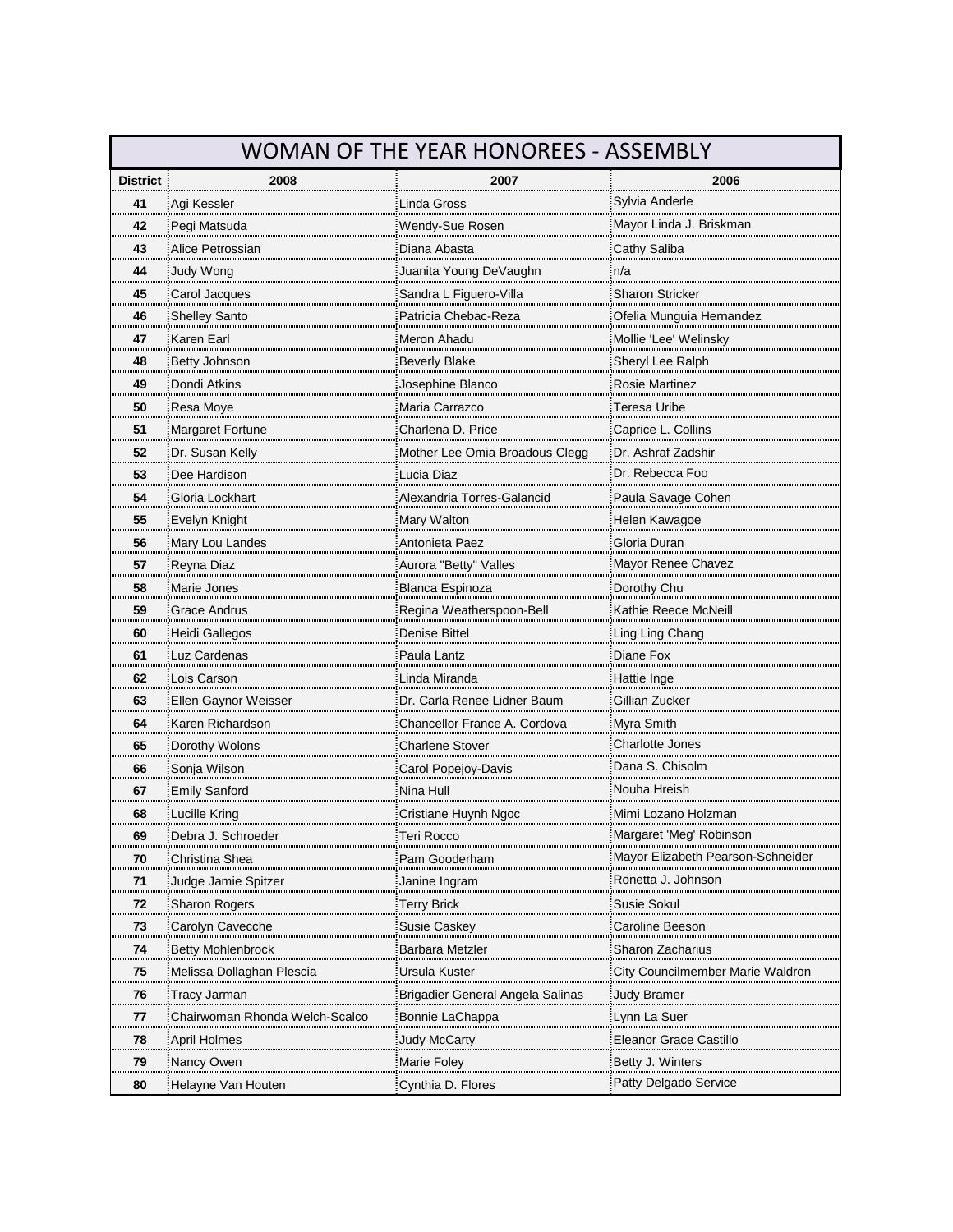# WOMAN OF THE YEAR HONOREES - ASSEMBLY

| District | 2008 | 2007 | 2006 |
|---|---|---|---|
| 41 | Agi Kessler | Linda Gross | Sylvia Anderle |
| 42 | Pegi Matsuda | Wendy-Sue Rosen | Mayor Linda J. Briskman |
| 43 | Alice Petrossian | Diana Abasta | Cathy Saliba |
| 44 | Judy Wong | Juanita Young DeVaughn | n/a |
| 45 | Carol Jacques | Sandra L Figuero-Villa | Sharon Stricker |
| 46 | Shelley Santo | Patricia Chebac-Reza | Ofelia Munguia Hernandez |
| 47 | Karen Earl | Meron Ahadu | Mollie 'Lee' Welinsky |
| 48 | Betty Johnson | Beverly Blake | Sheryl Lee Ralph |
| 49 | Dondi Atkins | Josephine Blanco | Rosie Martinez |
| 50 | Resa Moye | Maria Carrazco | Teresa Uribe |
| 51 | Margaret Fortune | Charlena D. Price | Caprice L. Collins |
| 52 | Dr. Susan Kelly | Mother Lee Omia Broadous Clegg | Dr. Ashraf Zadshir |
| 53 | Dee Hardison | Lucia Diaz | Dr. Rebecca Foo |
| 54 | Gloria Lockhart | Alexandria Torres-Galancid | Paula Savage Cohen |
| 55 | Evelyn Knight | Mary Walton | Helen Kawagoe |
| 56 | Mary Lou Landes | Antonieta Paez | Gloria Duran |
| 57 | Reyna Diaz | Aurora "Betty" Valles | Mayor Renee Chavez |
| 58 | Marie Jones | Blanca Espinoza | Dorothy Chu |
| 59 | Grace Andrus | Regina Weatherspoon-Bell | Kathie Reece McNeill |
| 60 | Heidi Gallegos | Denise Bittel | Ling Ling Chang |
| 61 | Luz Cardenas | Paula Lantz | Diane Fox |
| 62 | Lois Carson | Linda Miranda | Hattie Inge |
| 63 | Ellen Gaynor Weisser | Dr. Carla Renee Lidner Baum | Gillian Zucker |
| 64 | Karen Richardson | Chancellor France A. Cordova | Myra Smith |
| 65 | Dorothy Wolons | Charlene Stover | Charlotte Jones |
| 66 | Sonja Wilson | Carol Popejoy-Davis | Dana S. Chisolm |
| 67 | Emily Sanford | Nina Hull | Nouha Hreish |
| 68 | Lucille Kring | Cristiane Huynh Ngoc | Mimi Lozano Holzman |
| 69 | Debra J. Schroeder | Teri Rocco | Margaret 'Meg' Robinson |
| 70 | Christina Shea | Pam Gooderham | Mayor Elizabeth Pearson-Schneider |
| 71 | Judge Jamie Spitzer | Janine Ingram | Ronetta J. Johnson |
| 72 | Sharon Rogers | Terry Brick | Susie Sokul |
| 73 | Carolyn Cavecche | Susie Caskey | Caroline Beeson |
| 74 | Betty Mohlenbrock | Barbara Metzler | Sharon Zacharius |
| 75 | Melissa Dollaghan Plescia | Ursula Kuster | City Councilmember Marie Waldron |
| 76 | Tracy Jarman | Brigadier General Angela Salinas | Judy Bramer |
| 77 | Chairwoman Rhonda Welch-Scalco | Bonnie LaChappa | Lynn La Suer |
| 78 | April Holmes | Judy McCarty | Eleanor Grace Castillo |
| 79 | Nancy Owen | Marie Foley | Betty J. Winters |
| 80 | Helayne Van Houten | Cynthia D. Flores | Patty Delgado Service |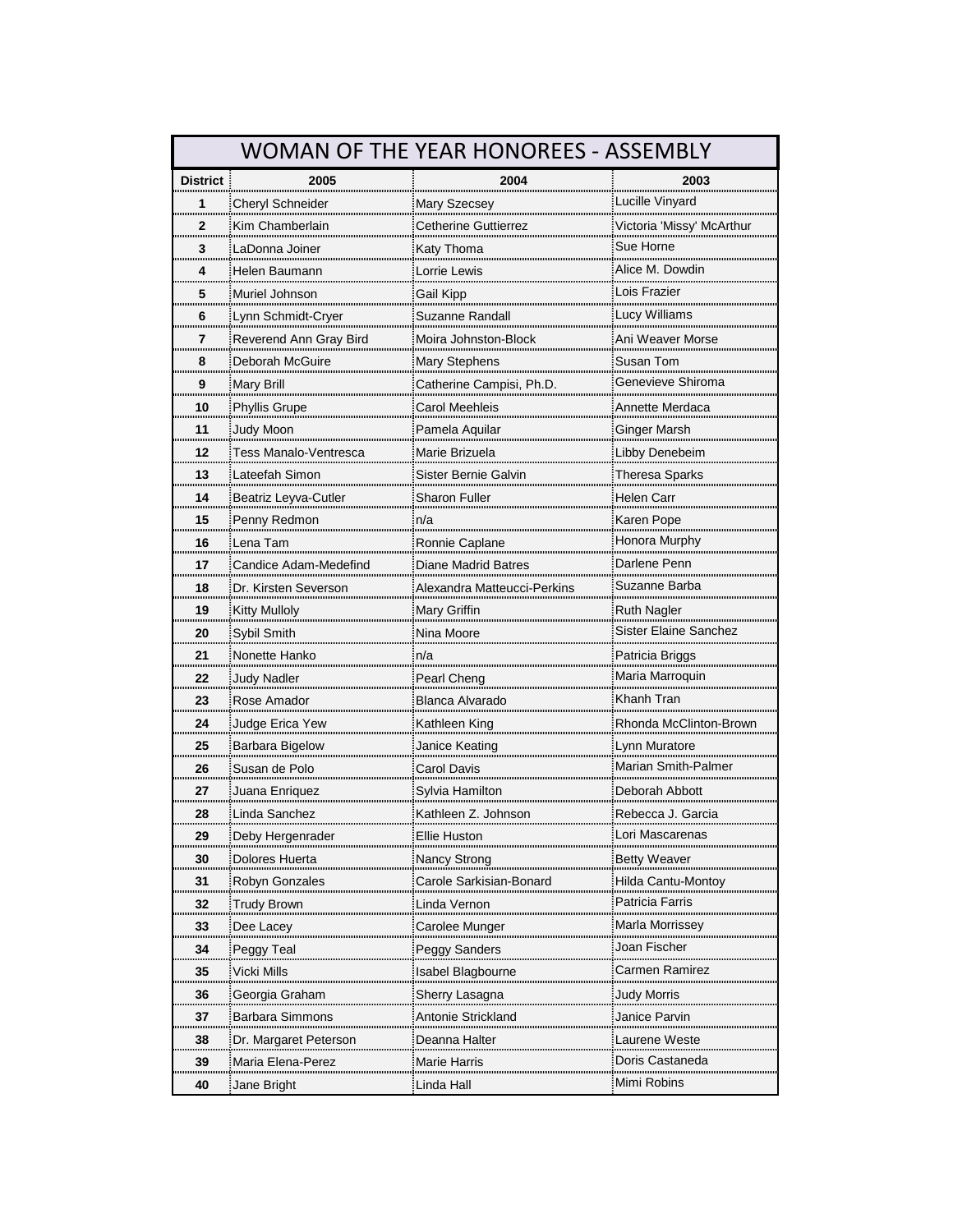# WOMAN OF THE YEAR HONOREES - ASSEMBLY

| District | 2005 | 2004 | 2003 |
|---|---|---|---|
| 1 | Cheryl Schneider | Mary Szecsey | Lucille Vinyard |
| 2 | Kim Chamberlain | Catherine Guttierrez | Victoria 'Missy' McArthur |
| 3 | LaDonna Joiner | Katy Thoma | Sue Horne |
| 4 | Helen Baumann | Lorrie Lewis | Alice M. Dowdin |
| 5 | Muriel Johnson | Gail Kipp | Lois Frazier |
| 6 | Lynn Schmidt-Cryer | Suzanne Randall | Lucy Williams |
| 7 | Reverend Ann Gray Bird | Moira Johnston-Block | Ani Weaver Morse |
| 8 | Deborah McGuire | Mary Stephens | Susan Tom |
| 9 | Mary Brill | Catherine Campisi, Ph.D. | Genevieve Shiroma |
| 10 | Phyllis Grupe | Carol Meehleis | Annette Merdaca |
| 11 | Judy Moon | Pamela Aquilar | Ginger Marsh |
| 12 | Tess Manalo-Ventresca | Marie Brizuela | Libby Denebeim |
| 13 | Lateefah Simon | Sister Bernie Galvin | Theresa Sparks |
| 14 | Beatriz Leyva-Cutler | Sharon Fuller | Helen Carr |
| 15 | Penny Redmon | n/a | Karen Pope |
| 16 | Lena Tam | Ronnie Caplane | Honora Murphy |
| 17 | Candice Adam-Medefind | Diane Madrid Batres | Darlene Penn |
| 18 | Dr. Kirsten Severson | Alexandra Matteucci-Perkins | Suzanne Barba |
| 19 | Kitty Mulloly | Mary Griffin | Ruth Nagler |
| 20 | Sybil Smith | Nina Moore | Sister Elaine Sanchez |
| 21 | Nonette Hanko | n/a | Patricia Briggs |
| 22 | Judy Nadler | Pearl Cheng | Maria Marroquin |
| 23 | Rose Amador | Blanca Alvarado | Khanh Tran |
| 24 | Judge Erica Yew | Kathleen King | Rhonda McClinton-Brown |
| 25 | Barbara Bigelow | Janice Keating | Lynn Muratore |
| 26 | Susan de Polo | Carol Davis | Marian Smith-Palmer |
| 27 | Juana Enriquez | Sylvia Hamilton | Deborah Abbott |
| 28 | Linda Sanchez | Kathleen Z. Johnson | Rebecca J. Garcia |
| 29 | Deby Hergenrader | Ellie Huston | Lori Mascarenas |
| 30 | Dolores Huerta | Nancy Strong | Betty Weaver |
| 31 | Robyn Gonzales | Carole Sarkisian-Bonard | Hilda Cantu-Montoy |
| 32 | Trudy Brown | Linda Vernon | Patricia Farris |
| 33 | Dee Lacey | Carolee Munger | Marla Morrissey |
| 34 | Peggy Teal | Peggy Sanders | Joan Fischer |
| 35 | Vicki Mills | Isabel Blagbourne | Carmen Ramirez |
| 36 | Georgia Graham | Sherry Lasagna | Judy Morris |
| 37 | Barbara Simmons | Antonie Strickland | Janice Parvin |
| 38 | Dr. Margaret Peterson | Deanna Halter | Laurene Weste |
| 39 | Maria Elena-Perez | Marie Harris | Doris Castaneda |
| 40 | Jane Bright | Linda Hall | Mimi Robins |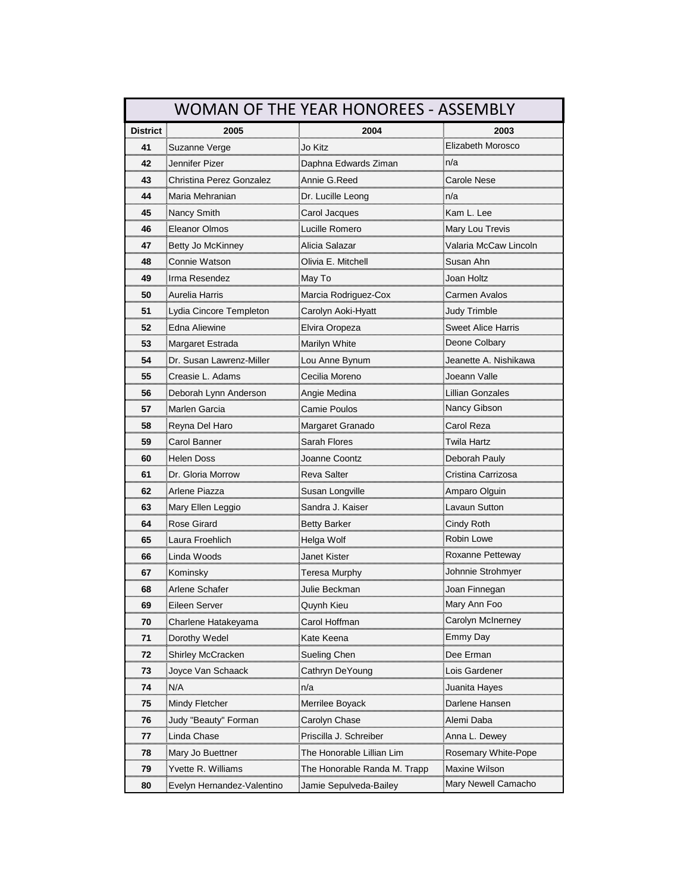# WOMAN OF THE YEAR HONOREES - ASSEMBLY

| District | 2005 | 2004 | 2003 |
|---|---|---|---|
| 41 | Suzanne Verge | Jo Kitz | Elizabeth Morosco |
| 42 | Jennifer Pizer | Daphna Edwards Ziman | n/a |
| 43 | Christina Perez Gonzalez | Annie G.Reed | Carole Nese |
| 44 | Maria Mehranian | Dr. Lucille Leong | n/a |
| 45 | Nancy Smith | Carol Jacques | Kam L. Lee |
| 46 | Eleanor Olmos | Lucille Romero | Mary Lou Trevis |
| 47 | Betty Jo McKinney | Alicia Salazar | Valaria McCaw Lincoln |
| 48 | Connie Watson | Olivia E. Mitchell | Susan Ahn |
| 49 | Irma Resendez | May To | Joan Holtz |
| 50 | Aurelia Harris | Marcia Rodriguez-Cox | Carmen Avalos |
| 51 | Lydia Cincore Templeton | Carolyn Aoki-Hyatt | Judy Trimble |
| 52 | Edna Aliewine | Elvira Oropeza | Sweet Alice Harris |
| 53 | Margaret Estrada | Marilyn White | Deone Colbary |
| 54 | Dr. Susan Lawrenz-Miller | Lou Anne Bynum | Jeanette A. Nishikawa |
| 55 | Creasie L. Adams | Cecilia Moreno | Joeann Valle |
| 56 | Deborah Lynn Anderson | Angie Medina | Lillian Gonzales |
| 57 | Marlen Garcia | Camie Poulos | Nancy Gibson |
| 58 | Reyna Del Haro | Margaret Granado | Carol Reza |
| 59 | Carol Banner | Sarah Flores | Twila Hartz |
| 60 | Helen Doss | Joanne Coontz | Deborah Pauly |
| 61 | Dr. Gloria Morrow | Reva Salter | Cristina Carrizosa |
| 62 | Arlene Piazza | Susan Longville | Amparo Olguin |
| 63 | Mary Ellen Leggio | Sandra J. Kaiser | Lavaun Sutton |
| 64 | Rose Girard | Betty Barker | Cindy Roth |
| 65 | Laura Froehlich | Helga Wolf | Robin Lowe |
| 66 | Linda Woods | Janet Kister | Roxanne Petteway |
| 67 | Kominsky | Teresa Murphy | Johnnie Strohmyer |
| 68 | Arlene Schafer | Julie Beckman | Joan Finnegan |
| 69 | Eileen Server | Quynh Kieu | Mary Ann Foo |
| 70 | Charlene Hatakeyama | Carol Hoffman | Carolyn McInerney |
| 71 | Dorothy Wedel | Kate Keena | Emmy Day |
| 72 | Shirley McCracken | Sueling Chen | Dee Erman |
| 73 | Joyce Van Schaack | Cathryn DeYoung | Lois Gardener |
| 74 | N/A | n/a | Juanita Hayes |
| 75 | Mindy Fletcher | Merrilee Boyack | Darlene Hansen |
| 76 | Judy "Beauty" Forman | Carolyn Chase | Alemi Daba |
| 77 | Linda Chase | Priscilla J. Schreiber | Anna L. Dewey |
| 78 | Mary Jo Buettner | The Honorable Lillian Lim | Rosemary White-Pope |
| 79 | Yvette R. Williams | The Honorable Randa M. Trapp | Maxine Wilson |
| 80 | Evelyn Hernandez-Valentino | Jamie Sepulveda-Bailey | Mary Newell Camacho |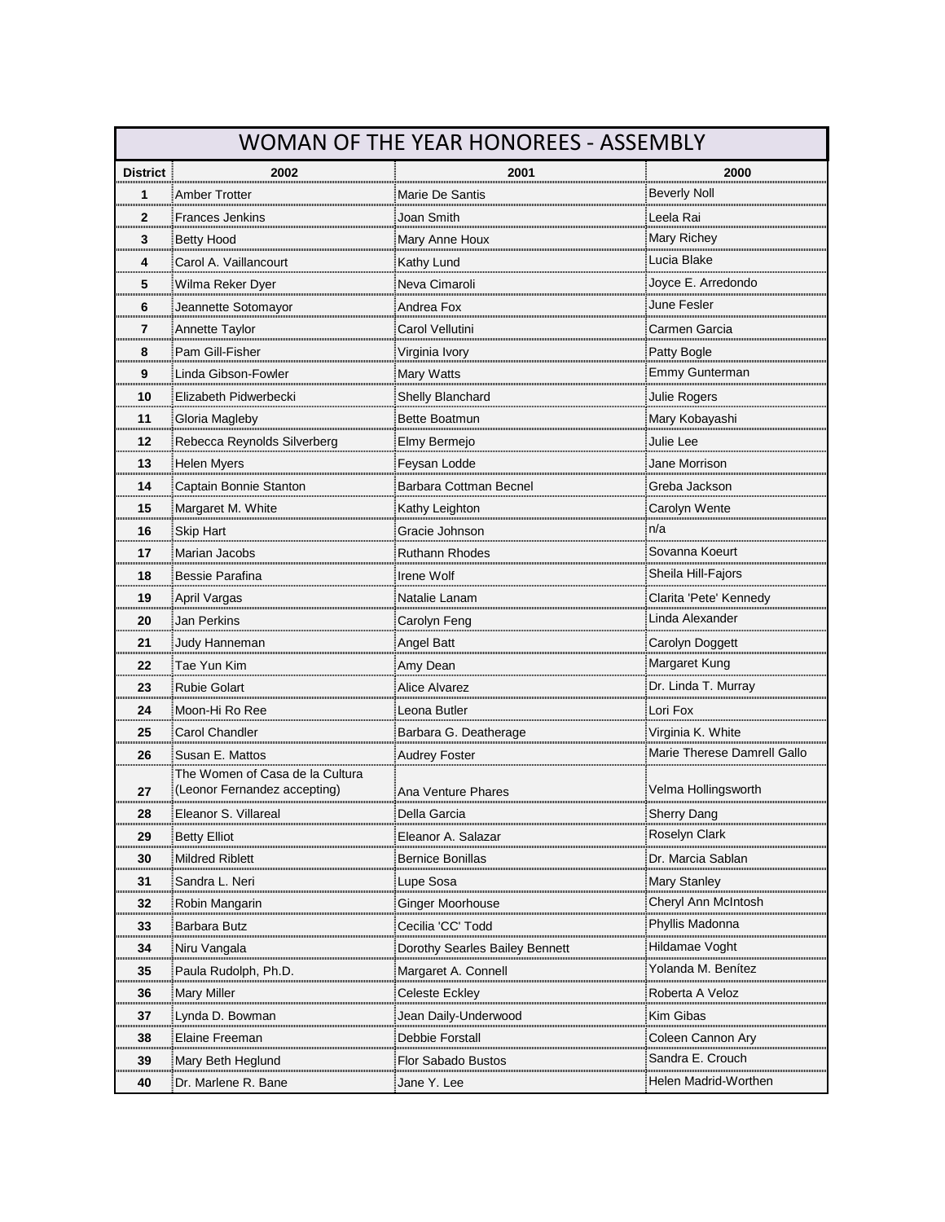# WOMAN OF THE YEAR HONOREES - ASSEMBLY

| District | 2002 | 2001 | 2000 |
|---|---|---|---|
| 1 | Amber Trotter | Marie De Santis | Beverly Noll |
| 2 | Frances Jenkins | Joan Smith | Leela Rai |
| 3 | Betty Hood | Mary Anne Houx | Mary Richey |
| 4 | Carol A. Vaillancourt | Kathy Lund | Lucia Blake |
| 5 | Wilma Reker Dyer | Neva Cimaroli | Joyce E. Arredondo |
| 6 | Jeannette Sotomayor | Andrea Fox | June Fesler |
| 7 | Annette Taylor | Carol Vellutini | Carmen Garcia |
| 8 | Pam Gill-Fisher | Virginia Ivory | Patty Bogle |
| 9 | Linda Gibson-Fowler | Mary Watts | Emmy Gunterman |
| 10 | Elizabeth Pidwerbecki | Shelly Blanchard | Julie Rogers |
| 11 | Gloria Magleby | Bette Boatmun | Mary Kobayashi |
| 12 | Rebecca Reynolds Silverberg | Elmy Bermejo | Julie Lee |
| 13 | Helen Myers | Feysan Lodde | Jane Morrison |
| 14 | Captain Bonnie Stanton | Barbara Cottman Becnel | Greba Jackson |
| 15 | Margaret M. White | Kathy Leighton | Carolyn Wente |
| 16 | Skip Hart | Gracie Johnson | n/a |
| 17 | Marian Jacobs | Ruthann Rhodes | Sovanna Koeurt |
| 18 | Bessie Parafina | Irene Wolf | Sheila Hill-Fajors |
| 19 | April Vargas | Natalie Lanam | Clarita 'Pete' Kennedy |
| 20 | Jan Perkins | Carolyn Feng | Linda Alexander |
| 21 | Judy Hanneman | Angel Batt | Carolyn Doggett |
| 22 | Tae Yun Kim | Amy Dean | Margaret Kung |
| 23 | Rubie Golart | Alice Alvarez | Dr. Linda T. Murray |
| 24 | Moon-Hi Ro Ree | Leona Butler | Lori Fox |
| 25 | Carol Chandler | Barbara G. Deatherage | Virginia K. White |
| 26 | Susan E. Mattos | Audrey Foster | Marie Therese Damrell Gallo |
| 27 | The Women of Casa de la Cultura (Leonor Fernandez accepting) | Ana Venture Phares | Velma Hollingsworth |
| 28 | Eleanor S. Villareal | Della Garcia | Sherry Dang |
| 29 | Betty Elliot | Eleanor A. Salazar | Roselyn Clark |
| 30 | Mildred Riblett | Bernice Bonillas | Dr. Marcia Sablan |
| 31 | Sandra L. Neri | Lupe Sosa | Mary Stanley |
| 32 | Robin Mangarin | Ginger Moorhouse | Cheryl Ann McIntosh |
| 33 | Barbara Butz | Cecilia 'CC' Todd | Phyllis Madonna |
| 34 | Niru Vangala | Dorothy Searles Bailey Bennett | Hildamae Voght |
| 35 | Paula Rudolph, Ph.D. | Margaret A. Connell | Yolanda M. Benítez |
| 36 | Mary Miller | Celeste Eckley | Roberta A Veloz |
| 37 | Lynda D. Bowman | Jean Daily-Underwood | Kim Gibas |
| 38 | Elaine Freeman | Debbie Forstall | Coleen Cannon Ary |
| 39 | Mary Beth Heglund | Flor Sabado Bustos | Sandra E. Crouch |
| 40 | Dr. Marlene R. Bane | Jane Y. Lee | Helen Madrid-Worthen |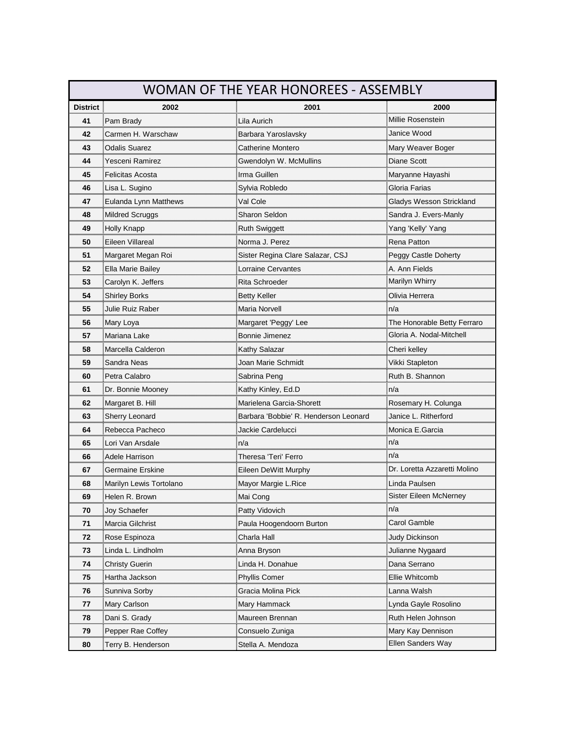# WOMAN OF THE YEAR HONOREES - ASSEMBLY

| District | 2002 | 2001 | 2000 |
|---|---|---|---|
| 41 | Pam Brady | Lila Aurich | Millie Rosenstein |
| 42 | Carmen H. Warschaw | Barbara Yaroslavsky | Janice Wood |
| 43 | Odalis Suarez | Catherine Montero | Mary Weaver Boger |
| 44 | Yesceni Ramirez | Gwendolyn W. McMullins | Diane Scott |
| 45 | Felicitas Acosta | Irma Guillen | Maryanne Hayashi |
| 46 | Lisa L. Sugino | Sylvia Robledo | Gloria Farias |
| 47 | Eulanda Lynn Matthews | Val Cole | Gladys Wesson Strickland |
| 48 | Mildred Scruggs | Sharon Seldon | Sandra J. Evers-Manly |
| 49 | Holly Knapp | Ruth Swiggett | Yang 'Kelly' Yang |
| 50 | Eileen Villareal | Norma J. Perez | Rena Patton |
| 51 | Margaret Megan Roi | Sister Regina Clare Salazar, CSJ | Peggy Castle Doherty |
| 52 | Ella Marie Bailey | Lorraine Cervantes | A. Ann Fields |
| 53 | Carolyn K. Jeffers | Rita Schroeder | Marilyn Whirry |
| 54 | Shirley Borks | Betty Keller | Olivia Herrera |
| 55 | Julie Ruiz Raber | Maria Norvell | n/a |
| 56 | Mary Loya | Margaret 'Peggy' Lee | The Honorable Betty Ferraro |
| 57 | Mariana Lake | Bonnie Jimenez | Gloria A. Nodal-Mitchell |
| 58 | Marcella Calderon | Kathy Salazar | Cheri kelley |
| 59 | Sandra Neas | Joan Marie Schmidt | Vikki Stapleton |
| 60 | Petra Calabro | Sabrina Peng | Ruth B. Shannon |
| 61 | Dr. Bonnie Mooney | Kathy Kinley, Ed.D | n/a |
| 62 | Margaret B. Hill | Marielena Garcia-Shorett | Rosemary H. Colunga |
| 63 | Sherry Leonard | Barbara 'Bobbie' R. Henderson Leonard | Janice L. Ritherford |
| 64 | Rebecca Pacheco | Jackie Cardelucci | Monica E.Garcia |
| 65 | Lori Van Arsdale | n/a | n/a |
| 66 | Adele Harrison | Theresa 'Teri' Ferro | n/a |
| 67 | Germaine Erskine | Eileen DeWitt Murphy | Dr. Loretta Azzaretti Molino |
| 68 | Marilyn Lewis Tortolano | Mayor Margie L.Rice | Linda Paulsen |
| 69 | Helen R. Brown | Mai Cong | Sister Eileen McNerney |
| 70 | Joy Schaefer | Patty Vidovich | n/a |
| 71 | Marcia Gilchrist | Paula Hoogendoorn Burton | Carol Gamble |
| 72 | Rose Espinoza | Charla Hall | Judy Dickinson |
| 73 | Linda L. Lindholm | Anna Bryson | Julianne Nygaard |
| 74 | Christy Guerin | Linda H. Donahue | Dana Serrano |
| 75 | Hartha Jackson | Phyllis Comer | Ellie Whitcomb |
| 76 | Sunniva Sorby | Gracia Molina Pick | Lanna Walsh |
| 77 | Mary Carlson | Mary Hammack | Lynda Gayle Rosolino |
| 78 | Dani S. Grady | Maureen Brennan | Ruth Helen Johnson |
| 79 | Pepper Rae Coffey | Consuelo Zuniga | Mary Kay Dennison |
| 80 | Terry B. Henderson | Stella A. Mendoza | Ellen Sanders Way |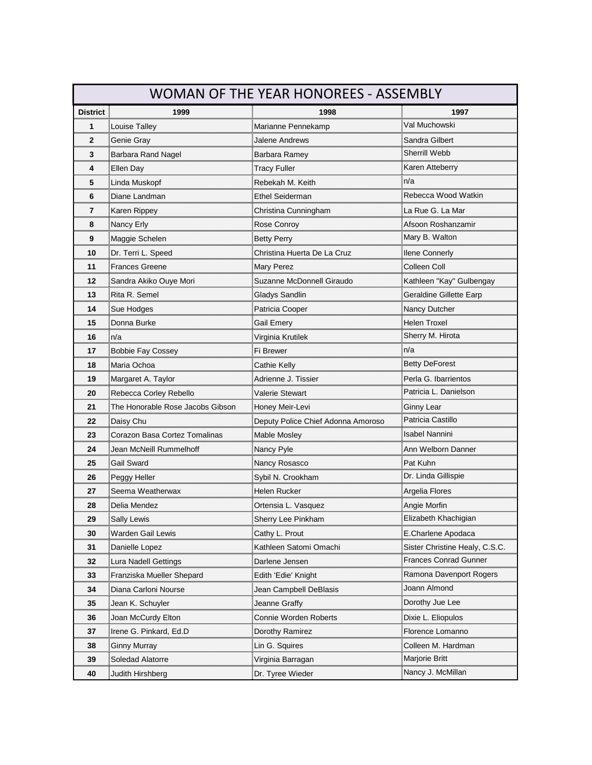# WOMAN OF THE YEAR HONOREES - ASSEMBLY

| District | 1999 | 1998 | 1997 |
|---|---|---|---|
| 1 | Louise Talley | Marianne Pennekamp | Val Muchowski |
| 2 | Genie Gray | Jalene Andrews | Sandra Gilbert |
| 3 | Barbara Rand Nagel | Barbara Ramey | Sherrill Webb |
| 4 | Ellen Day | Tracy Fuller | Karen Atteberry |
| 5 | Linda Muskopf | Rebekah M. Keith | n/a |
| 6 | Diane Landman | Ethel Seiderman | Rebecca Wood Watkin |
| 7 | Karen Rippey | Christina Cunningham | La Rue G. La Mar |
| 8 | Nancy Erly | Rose Conroy | Afsoon Roshanzamir |
| 9 | Maggie Schelen | Betty Perry | Mary B. Walton |
| 10 | Dr. Terri L. Speed | Christina Huerta De La Cruz | Ilene Connerly |
| 11 | Frances Greene | Mary Perez | Colleen Coll |
| 12 | Sandra Akiko Ouye Mori | Suzanne McDonnell Giraudo | Kathleen "Kay" Gulbengay |
| 13 | Rita R. Semel | Gladys Sandlin | Geraldine Gillette Earp |
| 14 | Sue Hodges | Patricia Cooper | Nancy Dutcher |
| 15 | Donna Burke | Gail Emery | Helen Troxel |
| 16 | n/a | Virginia Krutilek | Sherry M. Hirota |
| 17 | Bobbie Fay Cossey | Fi Brewer | n/a |
| 18 | Maria Ochoa | Cathie Kelly | Betty DeForest |
| 19 | Margaret A. Taylor | Adrienne J. Tissier | Perla G. Ibarrientos |
| 20 | Rebecca Corley Rebello | Valerie Stewart | Patricia L. Danielson |
| 21 | The Honorable Rose Jacobs Gibson | Honey Meir-Levi | Ginny Lear |
| 22 | Daisy Chu | Deputy Police Chief Adonna Amoroso | Patricia Castillo |
| 23 | Corazon Basa Cortez Tomalinas | Mable Mosley | Isabel Nannini |
| 24 | Jean McNeill Rummelhoff | Nancy Pyle | Ann Welborn Danner |
| 25 | Gail Sward | Nancy Rosasco | Pat Kuhn |
| 26 | Peggy Heller | Sybil N. Crookham | Dr. Linda Gillispie |
| 27 | Seema Weatherwax | Helen Rucker | Argelia Flores |
| 28 | Delia Mendez | Ortensia L. Vasquez | Angie Morfin |
| 29 | Sally Lewis | Sherry Lee Pinkham | Elizabeth Khachigian |
| 30 | Warden Gail Lewis | Cathy L. Prout | E.Charlene Apodaca |
| 31 | Danielle Lopez | Kathleen Satomi Omachi | Sister Christine Healy, C.S.C. |
| 32 | Lura Nadell Gettings | Darlene Jensen | Frances Conrad Gunner |
| 33 | Franziska Mueller Shepard | Edith 'Edie' Knight | Ramona Davenport Rogers |
| 34 | Diana Carloni Nourse | Jean Campbell DeBlasis | Joann Almond |
| 35 | Jean K. Schuyler | Jeanne Graffy | Dorothy Jue Lee |
| 36 | Joan McCurdy Elton | Connie Worden Roberts | Dixie L. Eliopulos |
| 37 | Irene G. Pinkard, Ed.D | Dorothy Ramirez | Florence Lomanno |
| 38 | Ginny Murray | Lin G. Squires | Colleen M. Hardman |
| 39 | Soledad Alatorre | Virginia Barragan | Marjorie Britt |
| 40 | Judith Hirshberg | Dr. Tyree Wieder | Nancy J. McMillan |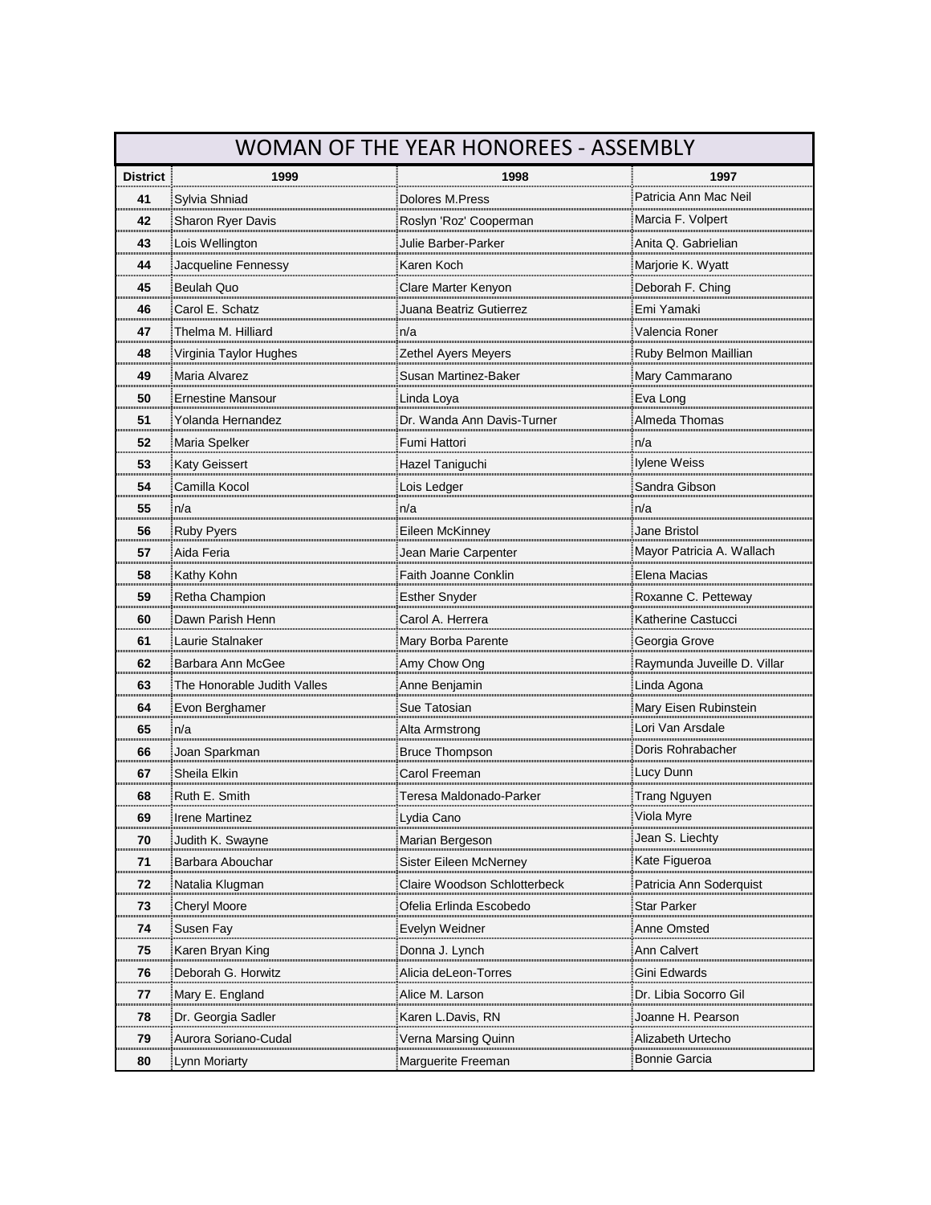# WOMAN OF THE YEAR HONOREES - ASSEMBLY

| District | 1999 | 1998 | 1997 |
|---|---|---|---|
| 41 | Sylvia Shniad | Dolores M.Press | Patricia Ann Mac Neil |
| 42 | Sharon Ryer Davis | Roslyn 'Roz' Cooperman | Marcia F. Volpert |
| 43 | Lois Wellington | Julie Barber-Parker | Anita Q. Gabrielian |
| 44 | Jacqueline Fennessy | Karen Koch | Marjorie K. Wyatt |
| 45 | Beulah Quo | Clare Marter Kenyon | Deborah F. Ching |
| 46 | Carol E. Schatz | Juana Beatriz Gutierrez | Emi Yamaki |
| 47 | Thelma M. Hilliard | n/a | Valencia Roner |
| 48 | Virginia Taylor Hughes | Zethel Ayers Meyers | Ruby Belmon Maillian |
| 49 | Maria Alvarez | Susan Martinez-Baker | Mary Cammarano |
| 50 | Ernestine Mansour | Linda Loya | Eva Long |
| 51 | Yolanda Hernandez | Dr. Wanda Ann Davis-Turner | Almeda Thomas |
| 52 | Maria Spelker | Fumi Hattori | n/a |
| 53 | Katy Geissert | Hazel Taniguchi | Iylene Weiss |
| 54 | Camilla Kocol | Lois Ledger | Sandra Gibson |
| 55 | n/a | n/a | n/a |
| 56 | Ruby Pyers | Eileen McKinney | Jane Bristol |
| 57 | Aida Feria | Jean Marie Carpenter | Mayor Patricia A. Wallach |
| 58 | Kathy Kohn | Faith Joanne Conklin | Elena Macias |
| 59 | Retha Champion | Esther Snyder | Roxanne C. Petteway |
| 60 | Dawn Parish Henn | Carol A. Herrera | Katherine Castucci |
| 61 | Laurie Stalnaker | Mary Borba Parente | Georgia Grove |
| 62 | Barbara Ann McGee | Amy Chow Ong | Raymunda Juveille D. Villar |
| 63 | The Honorable Judith Valles | Anne Benjamin | Linda Agona |
| 64 | Evon Berghamer | Sue Tatosian | Mary Eisen Rubinstein |
| 65 | n/a | Alta Armstrong | Lori Van Arsdale |
| 66 | Joan Sparkman | Bruce Thompson | Doris Rohrabacher |
| 67 | Sheila Elkin | Carol Freeman | Lucy Dunn |
| 68 | Ruth E. Smith | Teresa Maldonado-Parker | Trang Nguyen |
| 69 | Irene Martinez | Lydia Cano | Viola Myre |
| 70 | Judith K. Swayne | Marian Bergeson | Jean S. Liechty |
| 71 | Barbara Abouchar | Sister Eileen McNerney | Kate Figueroa |
| 72 | Natalia Klugman | Claire Woodson Schlotterbeck | Patricia Ann Soderquist |
| 73 | Cheryl Moore | Ofelia Erlinda Escobedo | Star Parker |
| 74 | Susen Fay | Evelyn Weidner | Anne Omsted |
| 75 | Karen Bryan King | Donna J. Lynch | Ann Calvert |
| 76 | Deborah G. Horwitz | Alicia deLeon-Torres | Gini Edwards |
| 77 | Mary E. England | Alice M. Larson | Dr. Libia Socorro Gil |
| 78 | Dr. Georgia Sadler | Karen L.Davis, RN | Joanne H. Pearson |
| 79 | Aurora Soriano-Cudal | Verna Marsing Quinn | Alizabeth Urtecho |
| 80 | Lynn Moriarty | Marguerite Freeman | Bonnie Garcia |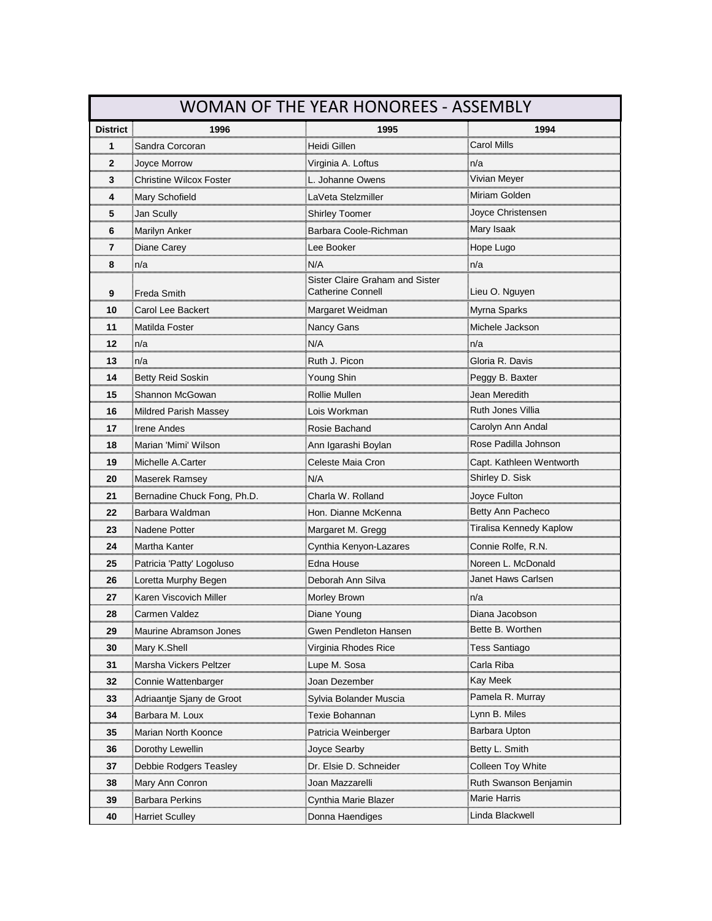# WOMAN OF THE YEAR HONOREES - ASSEMBLY

| District | 1996 | 1995 | 1994 |
|---|---|---|---|
| 1 | Sandra Corcoran | Heidi Gillen | Carol Mills |
| 2 | Joyce Morrow | Virginia A. Loftus | n/a |
| 3 | Christine Wilcox Foster | L. Johanne Owens | Vivian Meyer |
| 4 | Mary Schofield | LaVeta Stelzmiller | Miriam Golden |
| 5 | Jan Scully | Shirley Toomer | Joyce Christensen |
| 6 | Marilyn Anker | Barbara Coole-Richman | Mary Isaak |
| 7 | Diane Carey | Lee Booker | Hope Lugo |
| 8 | n/a | N/A | n/a |
| 9 | Freda Smith | Sister Claire Graham and Sister Catherine Connell | Lieu O. Nguyen |
| 10 | Carol Lee Backert | Margaret Weidman | Myrna Sparks |
| 11 | Matilda Foster | Nancy Gans | Michele Jackson |
| 12 | n/a | N/A | n/a |
| 13 | n/a | Ruth J. Picon | Gloria R. Davis |
| 14 | Betty Reid Soskin | Young Shin | Peggy B. Baxter |
| 15 | Shannon McGowan | Rollie Mullen | Jean Meredith |
| 16 | Mildred Parish Massey | Lois Workman | Ruth Jones Villia |
| 17 | Irene Andes | Rosie Bachand | Carolyn Ann Andal |
| 18 | Marian 'Mimi' Wilson | Ann Igarashi Boylan | Rose Padilla Johnson |
| 19 | Michelle A.Carter | Celeste Maia Cron | Capt. Kathleen Wentworth |
| 20 | Maserek Ramsey | N/A | Shirley D. Sisk |
| 21 | Bernadine Chuck Fong, Ph.D. | Charla W. Rolland | Joyce Fulton |
| 22 | Barbara Waldman | Hon. Dianne McKenna | Betty Ann Pacheco |
| 23 | Nadene Potter | Margaret M. Gregg | Tiralisa Kennedy Kaplow |
| 24 | Martha Kanter | Cynthia Kenyon-Lazares | Connie Rolfe, R.N. |
| 25 | Patricia 'Patty' Logoluso | Edna House | Noreen L. McDonald |
| 26 | Loretta Murphy Begen | Deborah Ann Silva | Janet Haws Carlsen |
| 27 | Karen Viscovich Miller | Morley Brown | n/a |
| 28 | Carmen Valdez | Diane Young | Diana Jacobson |
| 29 | Maurine Abramson Jones | Gwen Pendleton Hansen | Bette B. Worthen |
| 30 | Mary K.Shell | Virginia Rhodes Rice | Tess Santiago |
| 31 | Marsha Vickers Peltzer | Lupe M. Sosa | Carla Riba |
| 32 | Connie Wattenbarger | Joan Dezember | Kay Meek |
| 33 | Adriaantje Sjany de Groot | Sylvia Bolander Muscia | Pamela R. Murray |
| 34 | Barbara M. Loux | Texie Bohannan | Lynn B. Miles |
| 35 | Marian North Koonce | Patricia Weinberger | Barbara Upton |
| 36 | Dorothy Lewellin | Joyce Searby | Betty L. Smith |
| 37 | Debbie Rodgers Teasley | Dr. Elsie D. Schneider | Colleen Toy White |
| 38 | Mary Ann Conron | Joan Mazzarelli | Ruth Swanson Benjamin |
| 39 | Barbara Perkins | Cynthia Marie Blazer | Marie Harris |
| 40 | Harriet Sculley | Donna Haendiges | Linda Blackwell |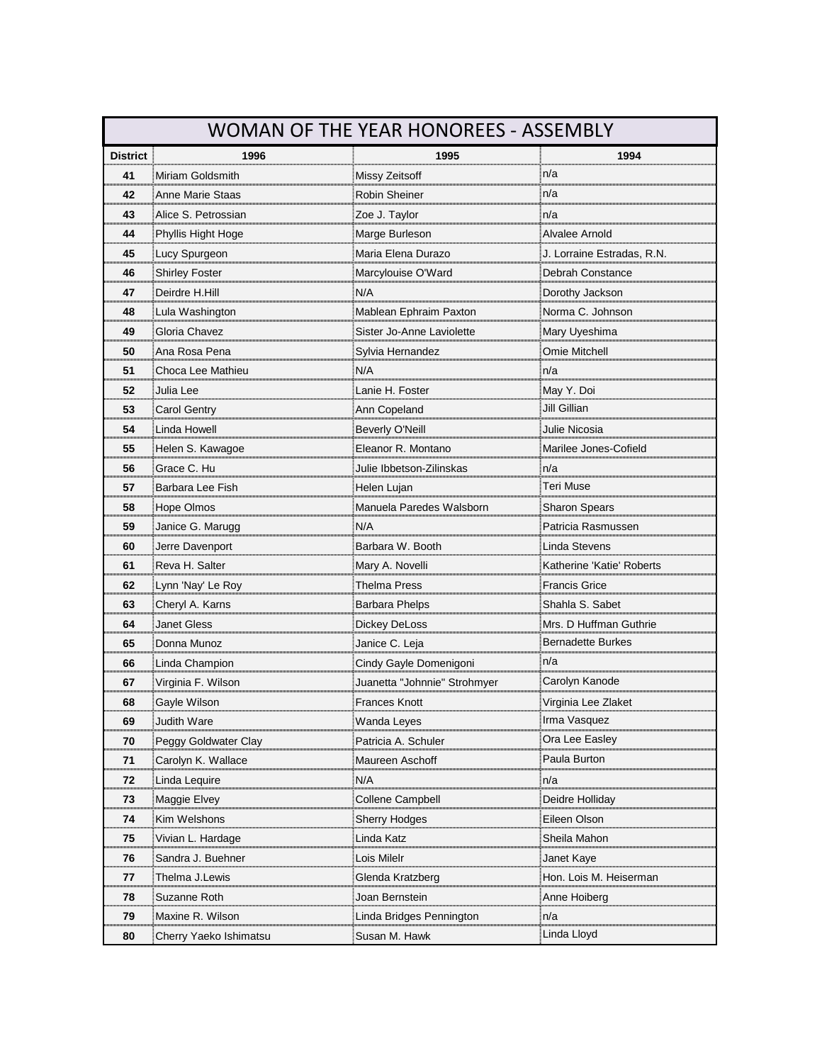# WOMAN OF THE YEAR HONOREES - ASSEMBLY

| District | 1996 | 1995 | 1994 |
|---|---|---|---|
| 41 | Miriam Goldsmith | Missy Zeitsoff | n/a |
| 42 | Anne Marie Staas | Robin Sheiner | n/a |
| 43 | Alice S. Petrossian | Zoe J. Taylor | n/a |
| 44 | Phyllis Hight Hoge | Marge Burleson | Alvalee Arnold |
| 45 | Lucy Spurgeon | Maria Elena Durazo | J. Lorraine Estradas, R.N. |
| 46 | Shirley Foster | Marcylouise O'Ward | Debrah Constance |
| 47 | Deirdre H.Hill | N/A | Dorothy Jackson |
| 48 | Lula Washington | Mablean Ephraim Paxton | Norma C. Johnson |
| 49 | Gloria Chavez | Sister Jo-Anne Laviolette | Mary Uyeshima |
| 50 | Ana Rosa Pena | Sylvia Hernandez | Omie Mitchell |
| 51 | Choca Lee Mathieu | N/A | n/a |
| 52 | Julia Lee | Lanie H. Foster | May Y. Doi |
| 53 | Carol Gentry | Ann Copeland | Jill Gillian |
| 54 | Linda Howell | Beverly O'Neill | Julie Nicosia |
| 55 | Helen S. Kawagoe | Eleanor R. Montano | Marilee Jones-Cofield |
| 56 | Grace C. Hu | Julie Ibbetson-Zilinskas | n/a |
| 57 | Barbara Lee Fish | Helen Lujan | Teri Muse |
| 58 | Hope Olmos | Manuela Paredes Walsborn | Sharon Spears |
| 59 | Janice G. Marugg | N/A | Patricia Rasmussen |
| 60 | Jerre Davenport | Barbara W. Booth | Linda Stevens |
| 61 | Reva H. Salter | Mary A. Novelli | Katherine 'Katie' Roberts |
| 62 | Lynn 'Nay' Le Roy | Thelma Press | Francis Grice |
| 63 | Cheryl A. Karns | Barbara Phelps | Shahla S. Sabet |
| 64 | Janet Gless | Dickey DeLoss | Mrs. D Huffman Guthrie |
| 65 | Donna Munoz | Janice C. Leja | Bernadette Burkes |
| 66 | Linda Champion | Cindy Gayle Domenigoni | n/a |
| 67 | Virginia F. Wilson | Juanetta "Johnnie" Strohmyer | Carolyn Kanode |
| 68 | Gayle Wilson | Frances Knott | Virginia Lee Zlaket |
| 69 | Judith Ware | Wanda Leyes | Irma Vasquez |
| 70 | Peggy Goldwater Clay | Patricia A. Schuler | Ora Lee Easley |
| 71 | Carolyn K. Wallace | Maureen Aschoff | Paula Burton |
| 72 | Linda Lequire | N/A | n/a |
| 73 | Maggie Elvey | Collene Campbell | Deidre Holliday |
| 74 | Kim Welshons | Sherry Hodges | Eileen Olson |
| 75 | Vivian L. Hardage | Linda Katz | Sheila Mahon |
| 76 | Sandra J. Buehner | Lois Milelr | Janet Kaye |
| 77 | Thelma J.Lewis | Glenda Kratzberg | Hon. Lois M. Heiserman |
| 78 | Suzanne Roth | Joan Bernstein | Anne Hoiberg |
| 79 | Maxine R. Wilson | Linda Bridges Pennington | n/a |
| 80 | Cherry Yaeko Ishimatsu | Susan M. Hawk | Linda Lloyd |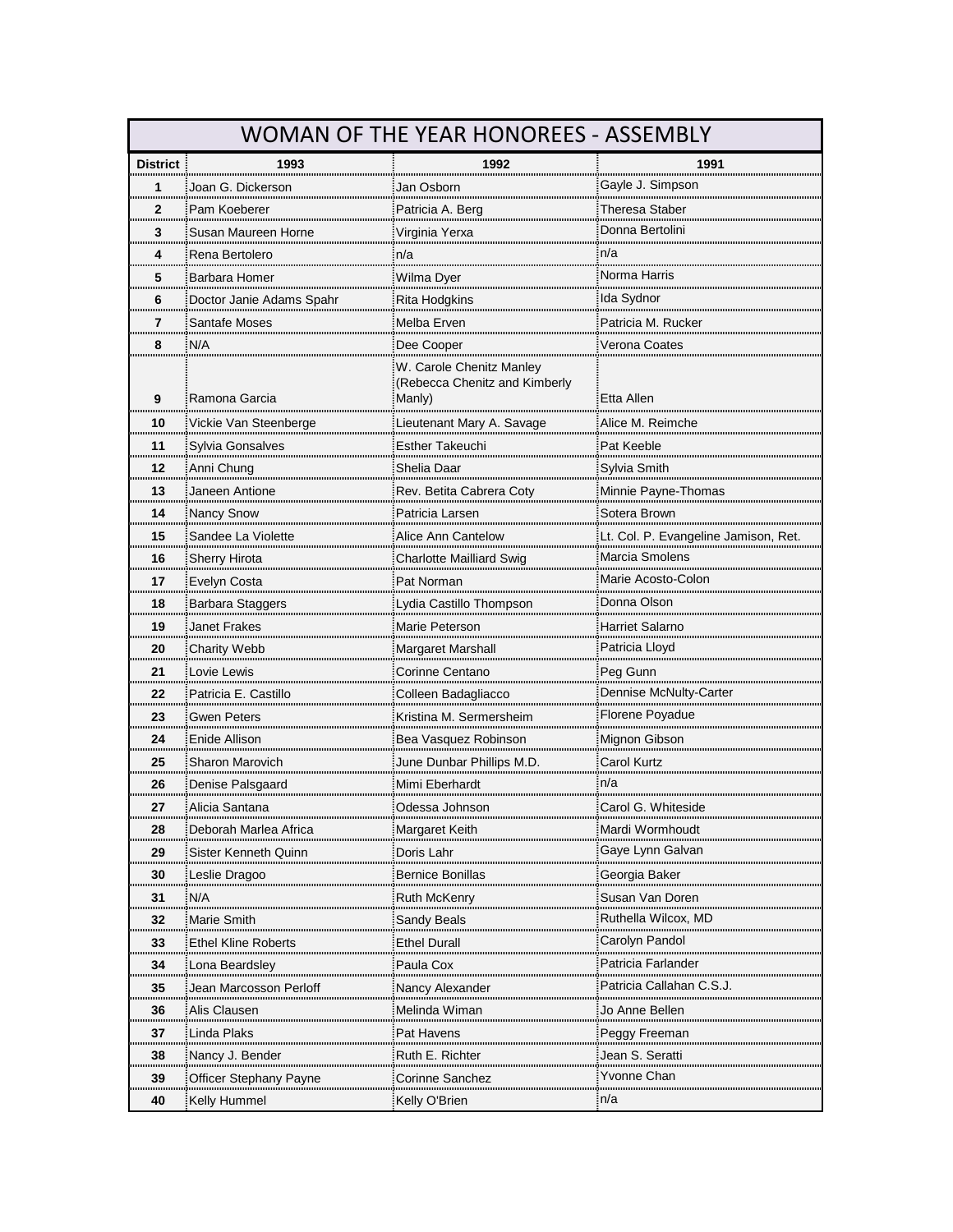# WOMAN OF THE YEAR HONOREES - ASSEMBLY

| District | 1993 | 1992 | 1991 |
|---|---|---|---|
| 1 | Joan G. Dickerson | Jan Osborn | Gayle J. Simpson |
| 2 | Pam Koeberer | Patricia A. Berg | Theresa Staber |
| 3 | Susan Maureen Horne | Virginia Yerxa | Donna Bertolini |
| 4 | Rena Bertolero | n/a | n/a |
| 5 | Barbara Homer | Wilma Dyer | Norma Harris |
| 6 | Doctor Janie Adams Spahr | Rita Hodgkins | Ida Sydnor |
| 7 | Santafe Moses | Melba Erven | Patricia M. Rucker |
| 8 | N/A | Dee Cooper | Verona Coates |
| 9 | Ramona Garcia | W. Carole Chenitz Manley (Rebecca Chenitz and Kimberly Manly) | Etta Allen |
| 10 | Vickie Van Steenberge | Lieutenant Mary A. Savage | Alice M. Reimche |
| 11 | Sylvia Gonsalves | Esther Takeuchi | Pat Keeble |
| 12 | Anni Chung | Shelia Daar | Sylvia Smith |
| 13 | Janeen Antione | Rev. Betita Cabrera Coty | Minnie Payne-Thomas |
| 14 | Nancy Snow | Patricia Larsen | Sotera Brown |
| 15 | Sandee La Violette | Alice Ann Cantelow | Lt. Col. P. Evangeline Jamison, Ret. |
| 16 | Sherry Hirota | Charlotte Mailliard Swig | Marcia Smolens |
| 17 | Evelyn Costa | Pat Norman | Marie Acosto-Colon |
| 18 | Barbara Staggers | Lydia Castillo Thompson | Donna Olson |
| 19 | Janet Frakes | Marie Peterson | Harriet Salarno |
| 20 | Charity Webb | Margaret Marshall | Patricia Lloyd |
| 21 | Lovie Lewis | Corinne Centano | Peg Gunn |
| 22 | Patricia E. Castillo | Colleen Badagliacco | Dennise McNulty-Carter |
| 23 | Gwen Peters | Kristina M. Sermersheim | Florene Poyadue |
| 24 | Enide Allison | Bea Vasquez Robinson | Mignon Gibson |
| 25 | Sharon Marovich | June Dunbar Phillips M.D. | Carol Kurtz |
| 26 | Denise Palsgaard | Mimi Eberhardt | n/a |
| 27 | Alicia Santana | Odessa Johnson | Carol G. Whiteside |
| 28 | Deborah Marlea Africa | Margaret Keith | Mardi Wormhoudt |
| 29 | Sister Kenneth Quinn | Doris Lahr | Gaye Lynn Galvan |
| 30 | Leslie Dragoo | Bernice Bonillas | Georgia Baker |
| 31 | N/A | Ruth McKenry | Susan Van Doren |
| 32 | Marie Smith | Sandy Beals | Ruthella Wilcox, MD |
| 33 | Ethel Kline Roberts | Ethel Durall | Carolyn Pandol |
| 34 | Lona Beardsley | Paula Cox | Patricia Farlander |
| 35 | Jean Marcosson Perloff | Nancy Alexander | Patricia Callahan C.S.J. |
| 36 | Alis Clausen | Melinda Wiman | Jo Anne Bellen |
| 37 | Linda Plaks | Pat Havens | Peggy Freeman |
| 38 | Nancy J. Bender | Ruth E. Richter | Jean S. Seratti |
| 39 | Officer Stephany Payne | Corinne Sanchez | Yvonne Chan |
| 40 | Kelly Hummel | Kelly O'Brien | n/a |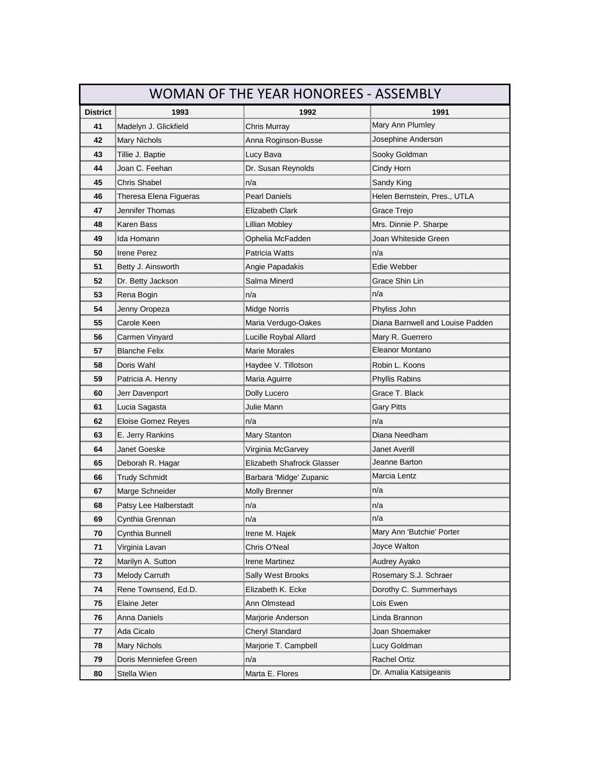# WOMAN OF THE YEAR HONOREES - ASSEMBLY

| District | 1993 | 1992 | 1991 |
|---|---|---|---|
| 41 | Madelyn J. Glickfield | Chris Murray | Mary Ann Plumley |
| 42 | Mary Nichols | Anna Roginson-Busse | Josephine Anderson |
| 43 | Tillie J. Baptie | Lucy Bava | Sooky Goldman |
| 44 | Joan C. Feehan | Dr. Susan Reynolds | Cindy Horn |
| 45 | Chris Shabel | n/a | Sandy King |
| 46 | Theresa Elena Figueras | Pearl Daniels | Helen Bernstein, Pres., UTLA |
| 47 | Jennifer Thomas | Elizabeth Clark | Grace Trejo |
| 48 | Karen Bass | Lillian Mobley | Mrs. Dinnie P. Sharpe |
| 49 | Ida Homann | Ophelia McFadden | Joan Whiteside Green |
| 50 | Irene Perez | Patricia Watts | n/a |
| 51 | Betty J. Ainsworth | Angie Papadakis | Edie Webber |
| 52 | Dr. Betty Jackson | Salma Minerd | Grace Shin Lin |
| 53 | Rena Bogin | n/a | n/a |
| 54 | Jenny Oropeza | Midge Norris | Phyliss John |
| 55 | Carole Keen | Maria Verdugo-Oakes | Diana Barnwell and Louise Padden |
| 56 | Carmen Vinyard | Lucille Roybal Allard | Mary R. Guerrero |
| 57 | Blanche Felix | Marie Morales | Eleanor Montano |
| 58 | Doris Wahl | Haydee V. Tillotson | Robin L. Koons |
| 59 | Patricia A. Henny | Maria Aguirre | Phyllis Rabins |
| 60 | Jerr Davenport | Dolly Lucero | Grace T. Black |
| 61 | Lucia Sagasta | Julie Mann | Gary Pitts |
| 62 | Eloise Gomez Reyes | n/a | n/a |
| 63 | E. Jerry Rankins | Mary Stanton | Diana Needham |
| 64 | Janet Goeske | Virginia McGarvey | Janet Averill |
| 65 | Deborah R. Hagar | Elizabeth Shafrock Glasser | Jeanne Barton |
| 66 | Trudy Schmidt | Barbara 'Midge' Zupanic | Marcia Lentz |
| 67 | Marge Schneider | Molly Brenner | n/a |
| 68 | Patsy Lee Halberstadt | n/a | n/a |
| 69 | Cynthia Grennan | n/a | n/a |
| 70 | Cynthia Bunnell | Irene M. Hajek | Mary Ann 'Butchie' Porter |
| 71 | Virginia Lavan | Chris O'Neal | Joyce Walton |
| 72 | Marilyn A. Sutton | Irene Martinez | Audrey Ayako |
| 73 | Melody Carruth | Sally West Brooks | Rosemary S.J. Schraer |
| 74 | Rene Townsend, Ed.D. | Elizabeth K. Ecke | Dorothy C. Summerhays |
| 75 | Elaine Jeter | Ann Olmstead | Lois Ewen |
| 76 | Anna Daniels | Marjorie Anderson | Linda Brannon |
| 77 | Ada Cicalo | Cheryl Standard | Joan Shoemaker |
| 78 | Mary Nichols | Marjorie T. Campbell | Lucy Goldman |
| 79 | Doris Menniefee Green | n/a | Rachel Ortiz |
| 80 | Stella Wien | Marta E. Flores | Dr. Amalia Katsigeanis |